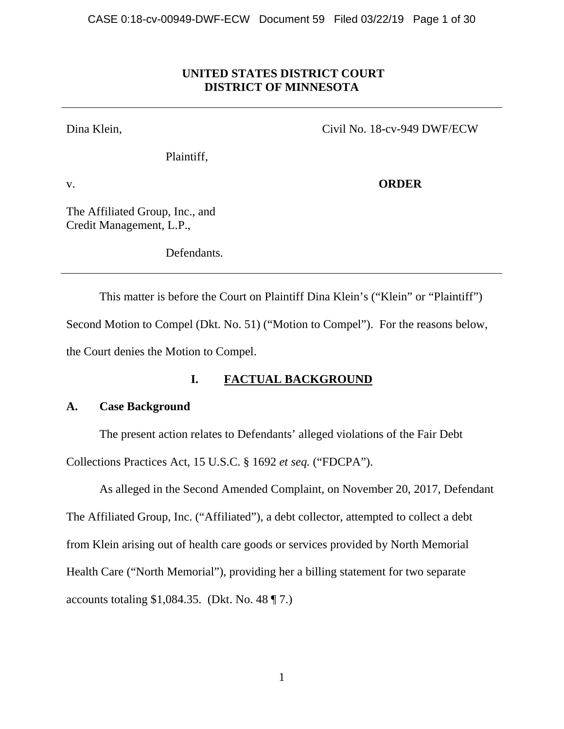**UNITED STATES DISTRICT COURT**
**DISTRICT OF MINNESOTA**

---

Dina Klein,

Plaintiff,

v.

The Affiliated Group, Inc., and
Credit Management, L.P.,

Defendants.

Civil No. 18-cv-949 DWF/ECW

**ORDER**

---

This matter is before the Court on Plaintiff Dina Klein's ("Klein" or "Plaintiff") Second Motion to Compel (Dkt. No. 51) ("Motion to Compel"). For the reasons below, the Court denies the Motion to Compel.

## I. FACTUAL BACKGROUND

### A. Case Background

The present action relates to Defendants' alleged violations of the Fair Debt Collections Practices Act, 15 U.S.C. § 1692 *et seq.* ("FDCPA").

As alleged in the Second Amended Complaint, on November 20, 2017, Defendant The Affiliated Group, Inc. ("Affiliated"), a debt collector, attempted to collect a debt from Klein arising out of health care goods or services provided by North Memorial Health Care ("North Memorial"), providing her a billing statement for two separate accounts totaling $1,084.35. (Dkt. No. 48 ¶ 7.)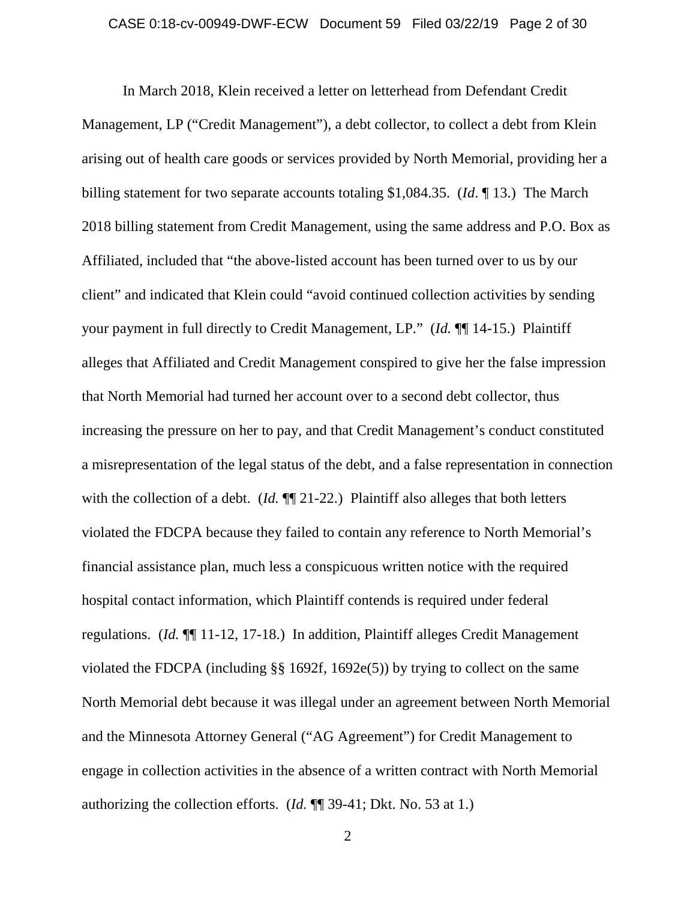In March 2018, Klein received a letter on letterhead from Defendant Credit Management, LP ("Credit Management"), a debt collector, to collect a debt from Klein arising out of health care goods or services provided by North Memorial, providing her a billing statement for two separate accounts totaling $1,084.35. (*Id*. ¶ 13.) The March 2018 billing statement from Credit Management, using the same address and P.O. Box as Affiliated, included that "the above-listed account has been turned over to us by our client" and indicated that Klein could "avoid continued collection activities by sending your payment in full directly to Credit Management, LP." (*Id.* ¶¶ 14-15.) Plaintiff alleges that Affiliated and Credit Management conspired to give her the false impression that North Memorial had turned her account over to a second debt collector, thus increasing the pressure on her to pay, and that Credit Management's conduct constituted a misrepresentation of the legal status of the debt, and a false representation in connection with the collection of a debt. (*Id.* ¶¶ 21-22.) Plaintiff also alleges that both letters violated the FDCPA because they failed to contain any reference to North Memorial's financial assistance plan, much less a conspicuous written notice with the required hospital contact information, which Plaintiff contends is required under federal regulations. (*Id.* ¶¶ 11-12, 17-18.) In addition, Plaintiff alleges Credit Management violated the FDCPA (including §§ 1692f, 1692e(5)) by trying to collect on the same North Memorial debt because it was illegal under an agreement between North Memorial and the Minnesota Attorney General ("AG Agreement") for Credit Management to engage in collection activities in the absence of a written contract with North Memorial authorizing the collection efforts. (*Id.* ¶¶ 39-41; Dkt. No. 53 at 1.)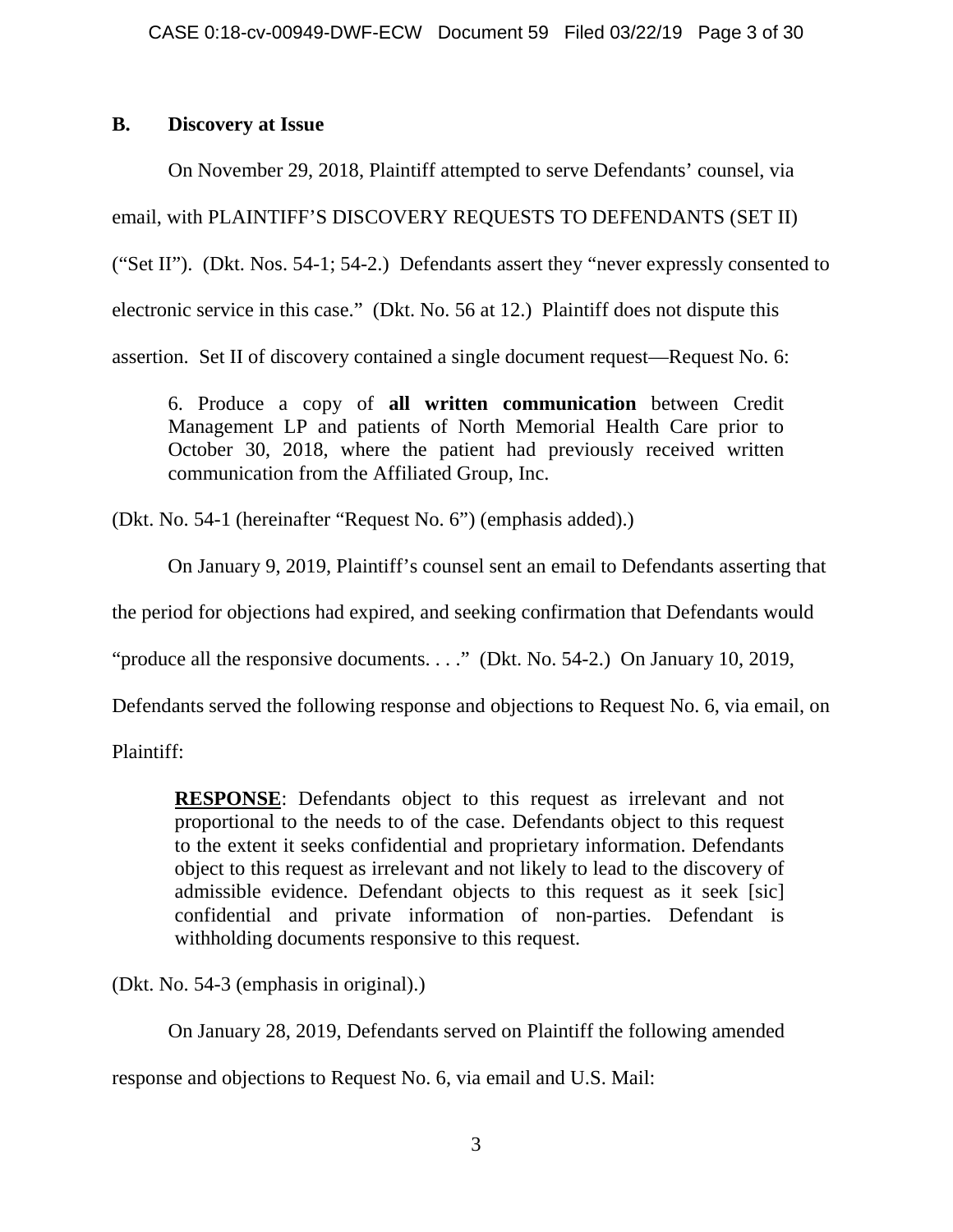### B. Discovery at Issue

On November 29, 2018, Plaintiff attempted to serve Defendants' counsel, via email, with PLAINTIFF'S DISCOVERY REQUESTS TO DEFENDANTS (SET II) ("Set II"). (Dkt. Nos. 54-1; 54-2.) Defendants assert they "never expressly consented to electronic service in this case." (Dkt. No. 56 at 12.) Plaintiff does not dispute this assertion. Set II of discovery contained a single document request—Request No. 6:

> 6. Produce a copy of **all written communication** between Credit Management LP and patients of North Memorial Health Care prior to October 30, 2018, where the patient had previously received written communication from the Affiliated Group, Inc.

(Dkt. No. 54-1 (hereinafter "Request No. 6") (emphasis added).)

On January 9, 2019, Plaintiff's counsel sent an email to Defendants asserting that the period for objections had expired, and seeking confirmation that Defendants would "produce all the responsive documents. . . ." (Dkt. No. 54-2.) On January 10, 2019, Defendants served the following response and objections to Request No. 6, via email, on Plaintiff:

> **<u>RESPONSE</u>**: Defendants object to this request as irrelevant and not proportional to the needs to of the case. Defendants object to this request to the extent it seeks confidential and proprietary information. Defendants object to this request as irrelevant and not likely to lead to the discovery of admissible evidence. Defendant objects to this request as it seek [sic] confidential and private information of non-parties. Defendant is withholding documents responsive to this request.

(Dkt. No. 54-3 (emphasis in original).)

On January 28, 2019, Defendants served on Plaintiff the following amended response and objections to Request No. 6, via email and U.S. Mail: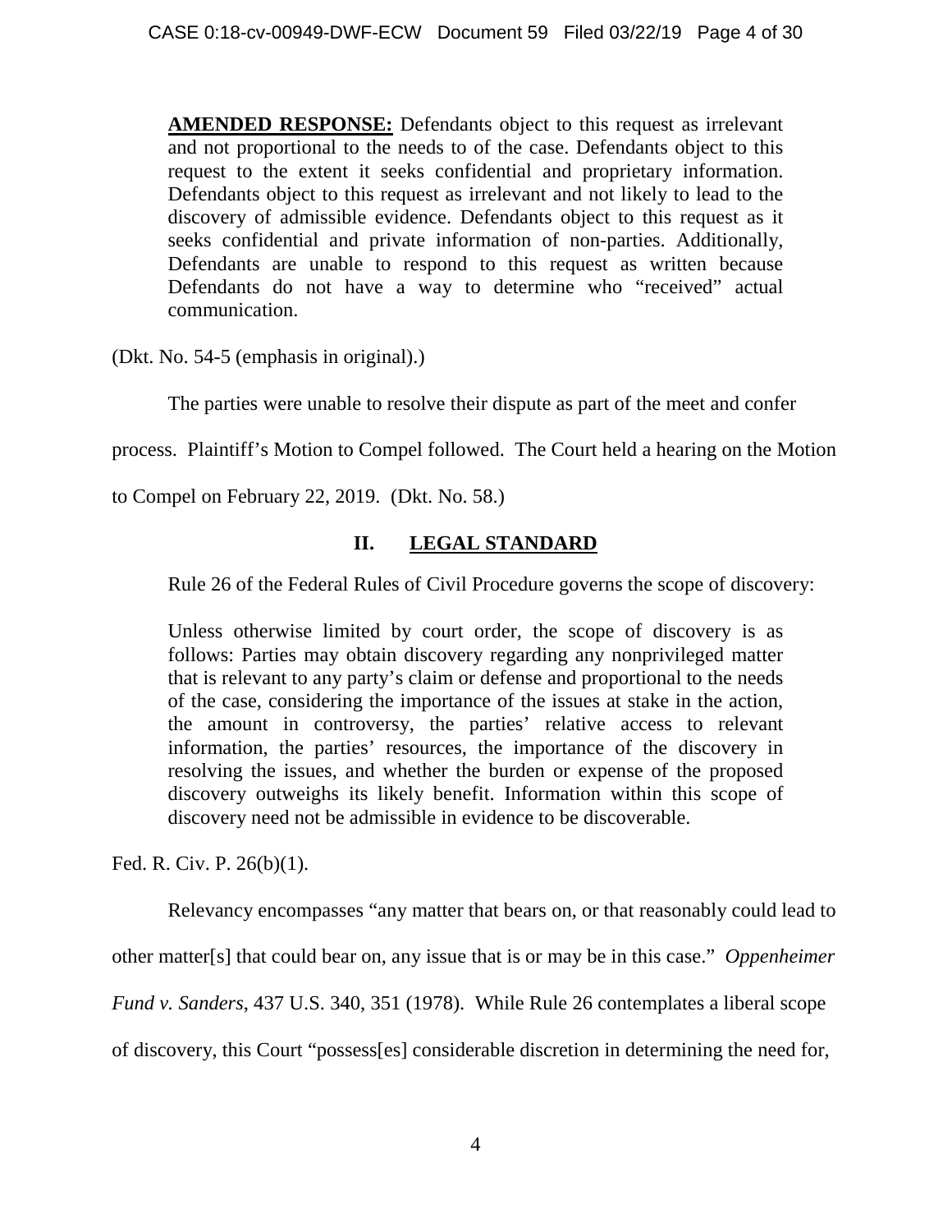> **AMENDED RESPONSE:** Defendants object to this request as irrelevant and not proportional to the needs to of the case. Defendants object to this request to the extent it seeks confidential and proprietary information. Defendants object to this request as irrelevant and not likely to lead to the discovery of admissible evidence. Defendants object to this request as it seeks confidential and private information of non-parties. Additionally, Defendants are unable to respond to this request as written because Defendants do not have a way to determine who "received" actual communication.

(Dkt. No. 54-5 (emphasis in original).)

The parties were unable to resolve their dispute as part of the meet and confer process. Plaintiff's Motion to Compel followed. The Court held a hearing on the Motion to Compel on February 22, 2019. (Dkt. No. 58.)

## II. LEGAL STANDARD

Rule 26 of the Federal Rules of Civil Procedure governs the scope of discovery:

> Unless otherwise limited by court order, the scope of discovery is as follows: Parties may obtain discovery regarding any nonprivileged matter that is relevant to any party's claim or defense and proportional to the needs of the case, considering the importance of the issues at stake in the action, the amount in controversy, the parties' relative access to relevant information, the parties' resources, the importance of the discovery in resolving the issues, and whether the burden or expense of the proposed discovery outweighs its likely benefit. Information within this scope of discovery need not be admissible in evidence to be discoverable.

Fed. R. Civ. P. 26(b)(1).

Relevancy encompasses "any matter that bears on, or that reasonably could lead to other matter[s] that could bear on, any issue that is or may be in this case." *Oppenheimer Fund v. Sanders*, 437 U.S. 340, 351 (1978). While Rule 26 contemplates a liberal scope of discovery, this Court "possess[es] considerable discretion in determining the need for,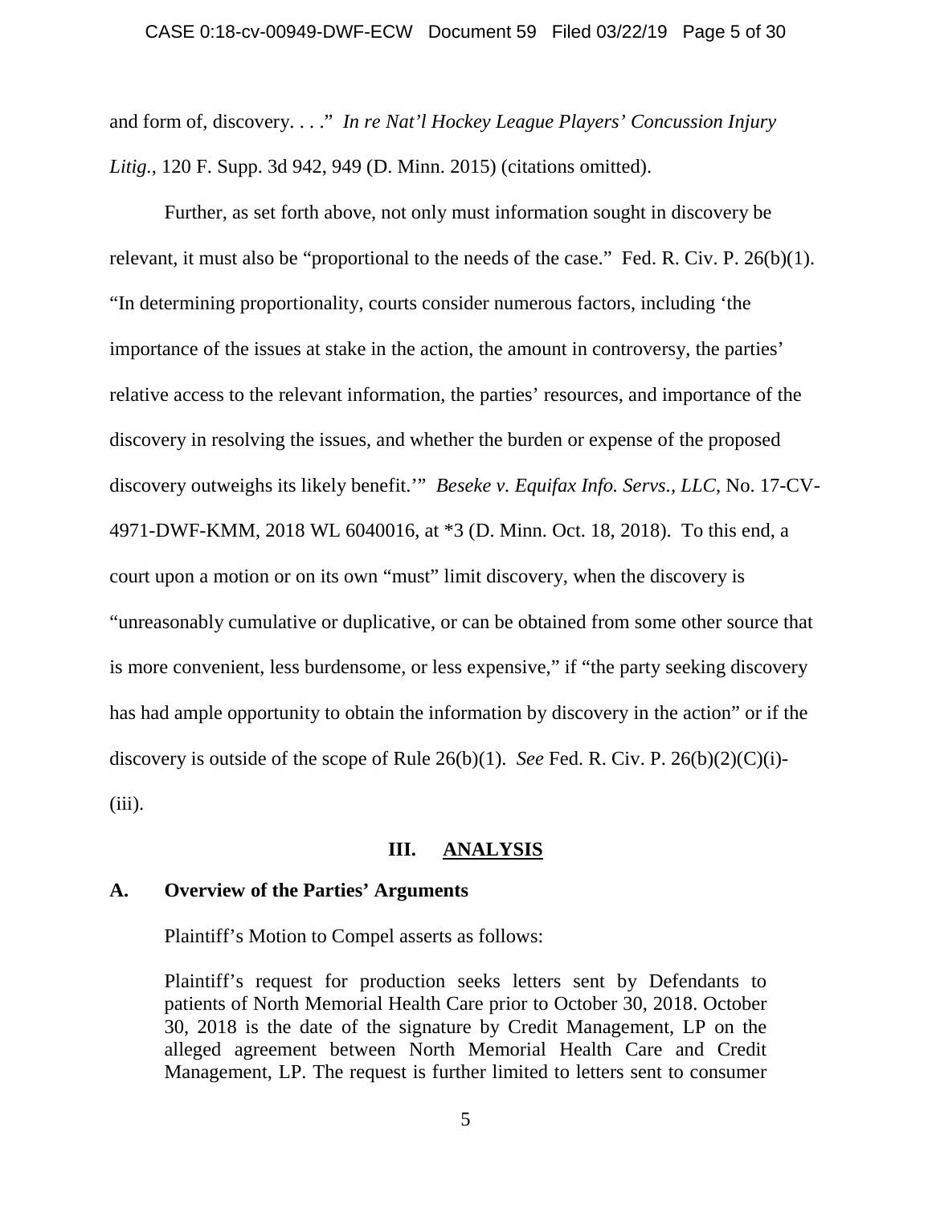and form of, discovery. . . ." *In re Nat'l Hockey League Players' Concussion Injury Litig.*, 120 F. Supp. 3d 942, 949 (D. Minn. 2015) (citations omitted).

Further, as set forth above, not only must information sought in discovery be relevant, it must also be "proportional to the needs of the case." Fed. R. Civ. P. 26(b)(1). "In determining proportionality, courts consider numerous factors, including 'the importance of the issues at stake in the action, the amount in controversy, the parties' relative access to the relevant information, the parties' resources, and importance of the discovery in resolving the issues, and whether the burden or expense of the proposed discovery outweighs its likely benefit.'" *Beseke v. Equifax Info. Servs., LLC*, No. 17-CV-4971-DWF-KMM, 2018 WL 6040016, at *3 (D. Minn. Oct. 18, 2018). To this end, a court upon a motion or on its own "must" limit discovery, when the discovery is "unreasonably cumulative or duplicative, or can be obtained from some other source that is more convenient, less burdensome, or less expensive," if "the party seeking discovery has had ample opportunity to obtain the information by discovery in the action" or if the discovery is outside of the scope of Rule 26(b)(1). *See* Fed. R. Civ. P. 26(b)(2)(C)(i)-(iii).

## III. ANALYSIS

### A. Overview of the Parties' Arguments

Plaintiff's Motion to Compel asserts as follows:

> Plaintiff's request for production seeks letters sent by Defendants to patients of North Memorial Health Care prior to October 30, 2018. October 30, 2018 is the date of the signature by Credit Management, LP on the alleged agreement between North Memorial Health Care and Credit Management, LP. The request is further limited to letters sent to consumer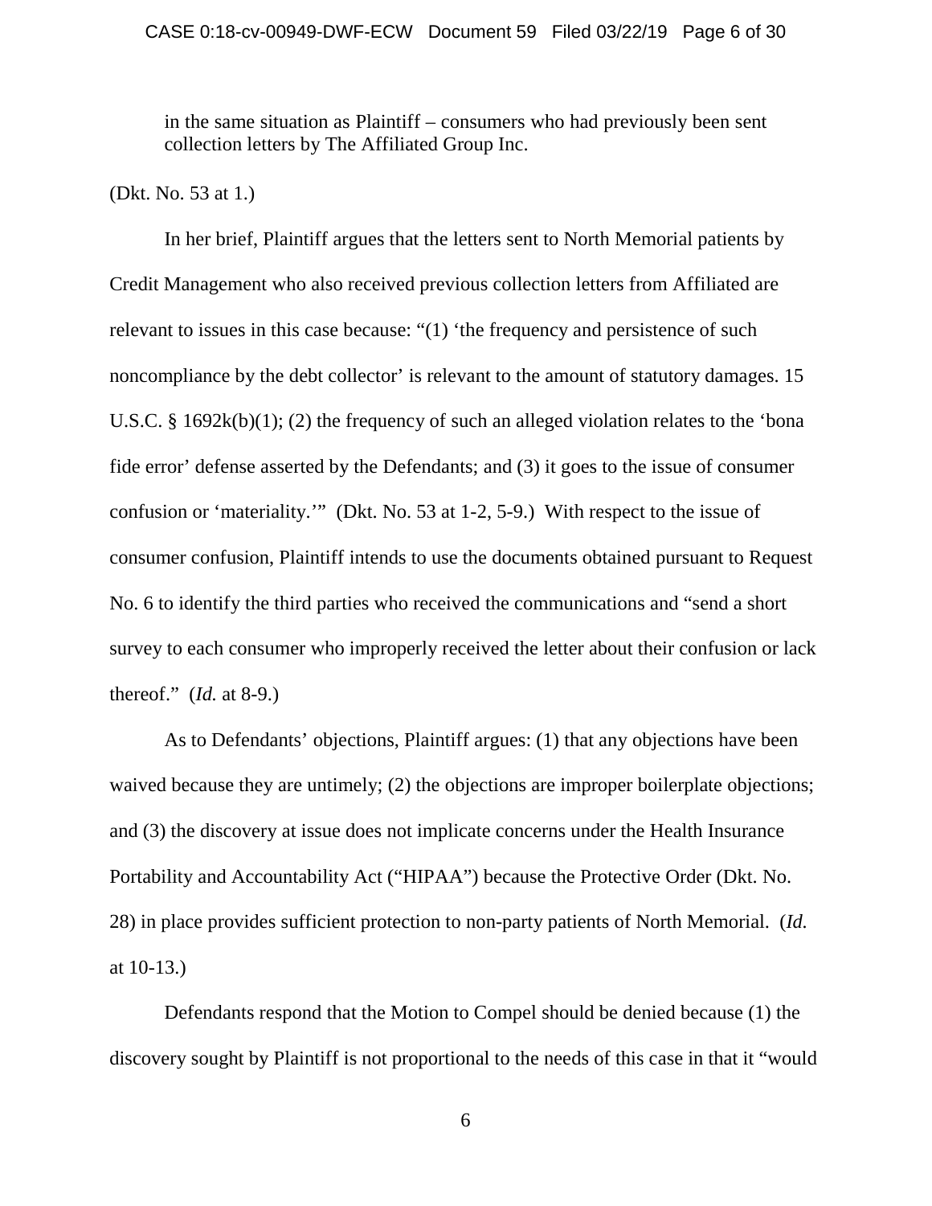in the same situation as Plaintiff – consumers who had previously been sent collection letters by The Affiliated Group Inc.

(Dkt. No. 53 at 1.)

In her brief, Plaintiff argues that the letters sent to North Memorial patients by Credit Management who also received previous collection letters from Affiliated are relevant to issues in this case because: "(1) 'the frequency and persistence of such noncompliance by the debt collector' is relevant to the amount of statutory damages. 15 U.S.C. § 1692k(b)(1); (2) the frequency of such an alleged violation relates to the 'bona fide error' defense asserted by the Defendants; and (3) it goes to the issue of consumer confusion or 'materiality.'" (Dkt. No. 53 at 1-2, 5-9.) With respect to the issue of consumer confusion, Plaintiff intends to use the documents obtained pursuant to Request No. 6 to identify the third parties who received the communications and "send a short survey to each consumer who improperly received the letter about their confusion or lack thereof." (*Id.* at 8-9.)

As to Defendants' objections, Plaintiff argues: (1) that any objections have been waived because they are untimely; (2) the objections are improper boilerplate objections; and (3) the discovery at issue does not implicate concerns under the Health Insurance Portability and Accountability Act ("HIPAA") because the Protective Order (Dkt. No. 28) in place provides sufficient protection to non-party patients of North Memorial. (*Id.* at 10-13.)

Defendants respond that the Motion to Compel should be denied because (1) the discovery sought by Plaintiff is not proportional to the needs of this case in that it "would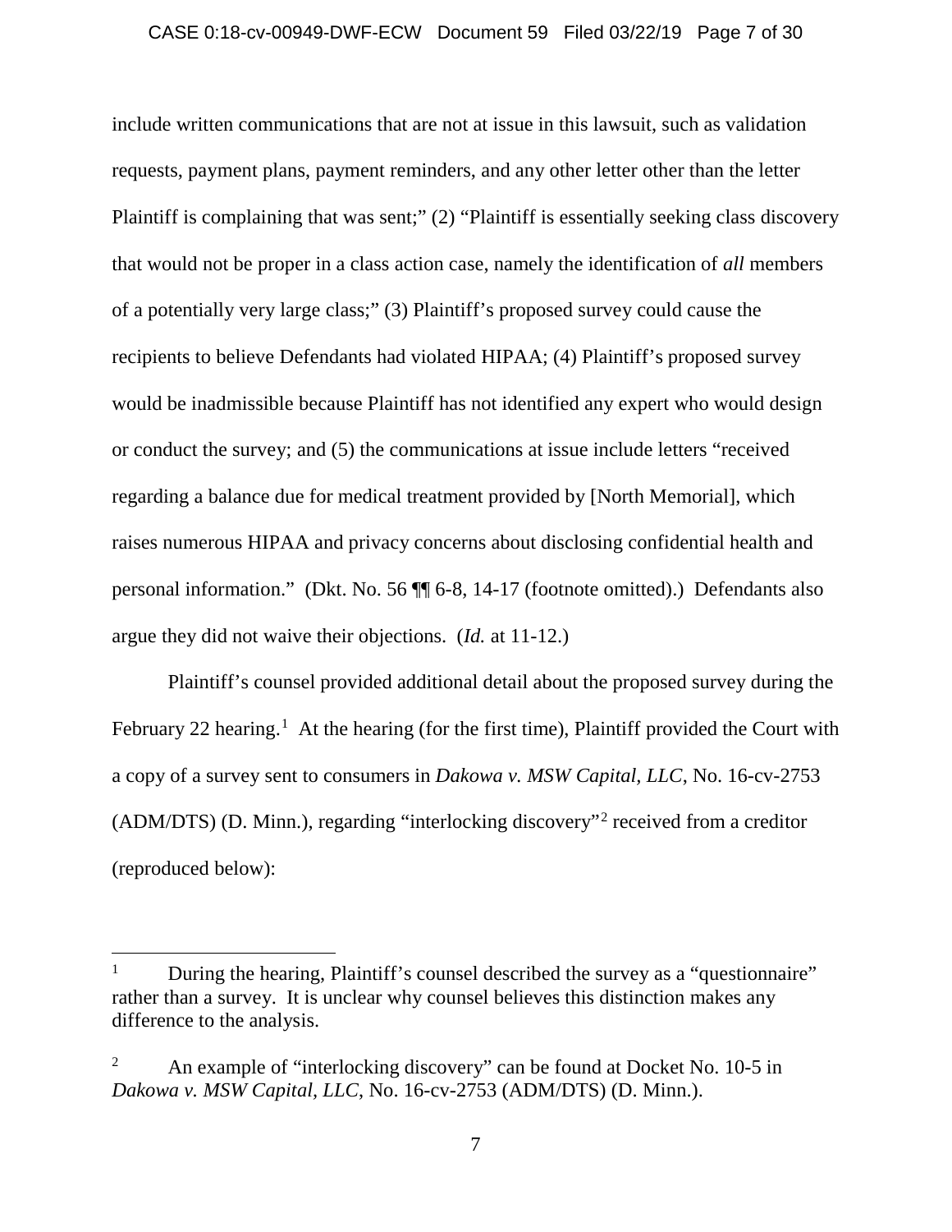include written communications that are not at issue in this lawsuit, such as validation requests, payment plans, payment reminders, and any other letter other than the letter Plaintiff is complaining that was sent;" (2) "Plaintiff is essentially seeking class discovery that would not be proper in a class action case, namely the identification of *all* members of a potentially very large class;" (3) Plaintiff's proposed survey could cause the recipients to believe Defendants had violated HIPAA; (4) Plaintiff's proposed survey would be inadmissible because Plaintiff has not identified any expert who would design or conduct the survey; and (5) the communications at issue include letters "received regarding a balance due for medical treatment provided by [North Memorial], which raises numerous HIPAA and privacy concerns about disclosing confidential health and personal information." (Dkt. No. 56 ¶¶ 6-8, 14-17 (footnote omitted).) Defendants also argue they did not waive their objections. (*Id.* at 11-12.)

Plaintiff's counsel provided additional detail about the proposed survey during the February 22 hearing.[1] At the hearing (for the first time), Plaintiff provided the Court with a copy of a survey sent to consumers in *Dakowa v. MSW Capital, LLC*, No. 16-cv-2753 (ADM/DTS) (D. Minn.), regarding "interlocking discovery"[2] received from a creditor (reproduced below):

---

[1] During the hearing, Plaintiff's counsel described the survey as a "questionnaire" rather than a survey. It is unclear why counsel believes this distinction makes any difference to the analysis.

[2] An example of "interlocking discovery" can be found at Docket No. 10-5 in *Dakowa v. MSW Capital, LLC*, No. 16-cv-2753 (ADM/DTS) (D. Minn.).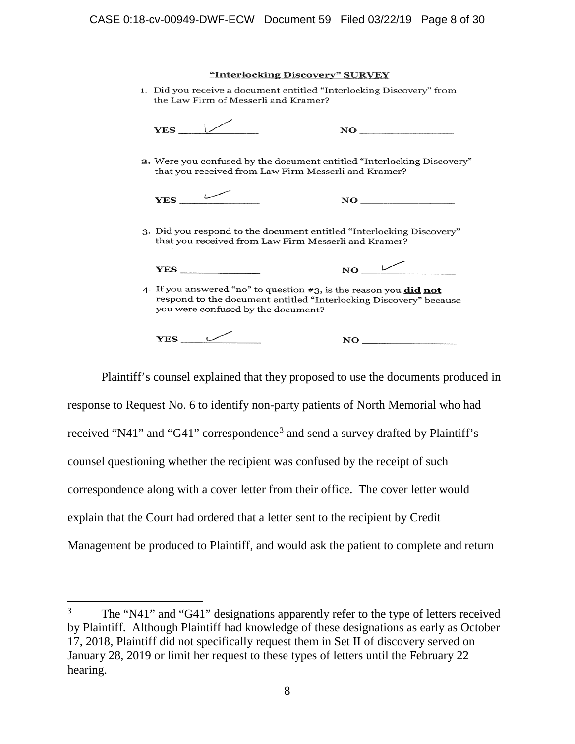**"Interlocking Discovery" SURVEY**

1. Did you receive a document entitled "Interlocking Discovery" from the Law Firm of Messerli and Kramer?

   YES ✓ NO \_\_\_\_\_\_\_\_

2. Were you confused by the document entitled "Interlocking Discovery" that you received from Law Firm Messerli and Kramer?

   YES ✓ NO \_\_\_\_\_\_\_\_

3. Did you respond to the document entitled "Interlocking Discovery" that you received from Law Firm Messerli and Kramer?

   YES \_\_\_\_\_\_\_\_ NO ✓

4. If you answered "no" to question #3, is the reason you **did not** respond to the document entitled "Interlocking Discovery" because you were confused by the document?

   YES ✓ NO \_\_\_\_\_\_\_\_

Plaintiff's counsel explained that they proposed to use the documents produced in response to Request No. 6 to identify non-party patients of North Memorial who had received "N41" and "G41" correspondence[3] and send a survey drafted by Plaintiff's counsel questioning whether the recipient was confused by the receipt of such correspondence along with a cover letter from their office. The cover letter would explain that the Court had ordered that a letter sent to the recipient by Credit Management be produced to Plaintiff, and would ask the patient to complete and return

---

[3] The "N41" and "G41" designations apparently refer to the type of letters received by Plaintiff. Although Plaintiff had knowledge of these designations as early as October 17, 2018, Plaintiff did not specifically request them in Set II of discovery served on January 28, 2019 or limit her request to these types of letters until the February 22 hearing.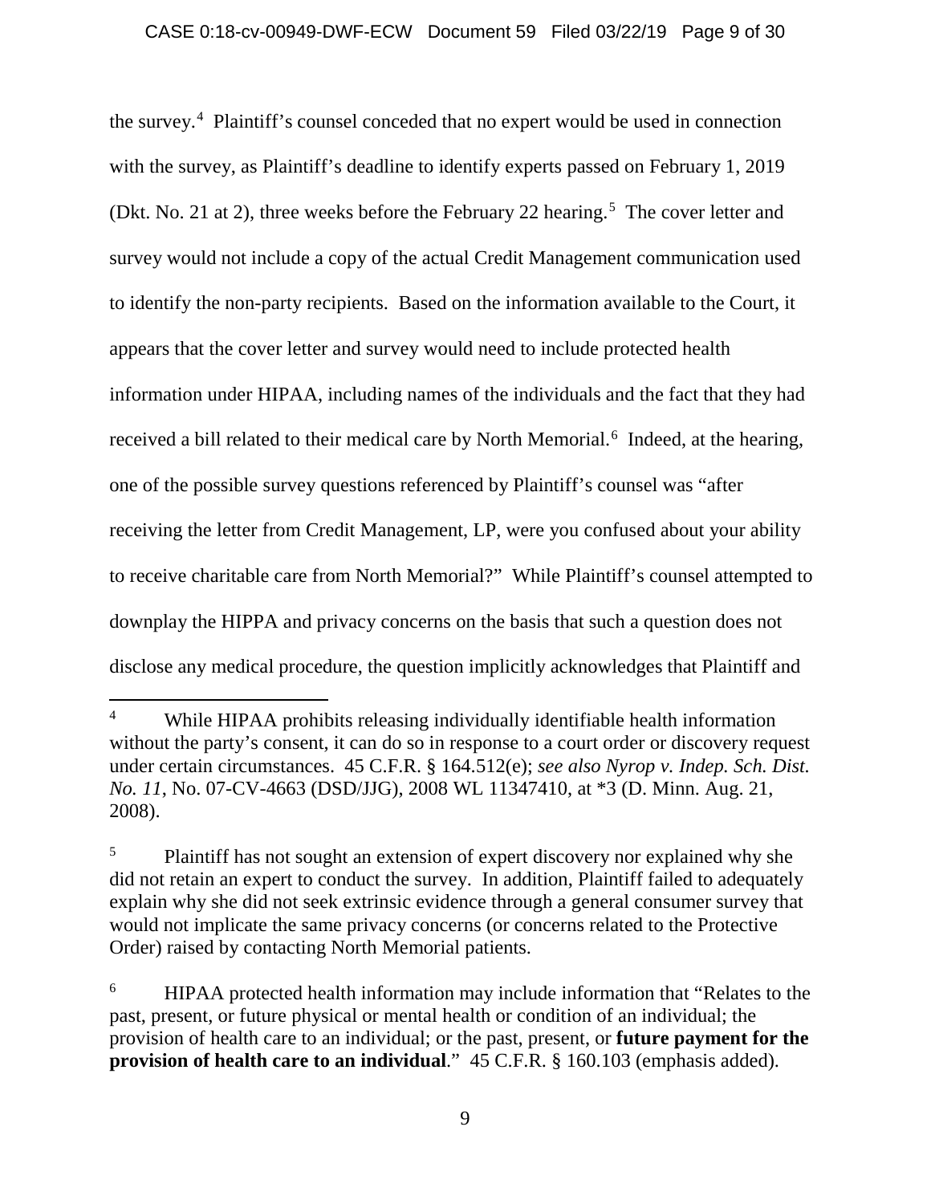the survey.[4] Plaintiff's counsel conceded that no expert would be used in connection with the survey, as Plaintiff's deadline to identify experts passed on February 1, 2019 (Dkt. No. 21 at 2), three weeks before the February 22 hearing.[5] The cover letter and survey would not include a copy of the actual Credit Management communication used to identify the non-party recipients. Based on the information available to the Court, it appears that the cover letter and survey would need to include protected health information under HIPAA, including names of the individuals and the fact that they had received a bill related to their medical care by North Memorial.[6] Indeed, at the hearing, one of the possible survey questions referenced by Plaintiff's counsel was "after receiving the letter from Credit Management, LP, were you confused about your ability to receive charitable care from North Memorial?" While Plaintiff's counsel attempted to downplay the HIPPA and privacy concerns on the basis that such a question does not disclose any medical procedure, the question implicitly acknowledges that Plaintiff and

---

[4] While HIPAA prohibits releasing individually identifiable health information without the party's consent, it can do so in response to a court order or discovery request under certain circumstances. 45 C.F.R. § 164.512(e); *see also Nyrop v. Indep. Sch. Dist. No. 11*, No. 07-CV-4663 (DSD/JJG), 2008 WL 11347410, at *3 (D. Minn. Aug. 21, 2008).

[5] Plaintiff has not sought an extension of expert discovery nor explained why she did not retain an expert to conduct the survey. In addition, Plaintiff failed to adequately explain why she did not seek extrinsic evidence through a general consumer survey that would not implicate the same privacy concerns (or concerns related to the Protective Order) raised by contacting North Memorial patients.

[6] HIPAA protected health information may include information that "Relates to the past, present, or future physical or mental health or condition of an individual; the provision of health care to an individual; or the past, present, or **future payment for the provision of health care to an individual**." 45 C.F.R. § 160.103 (emphasis added).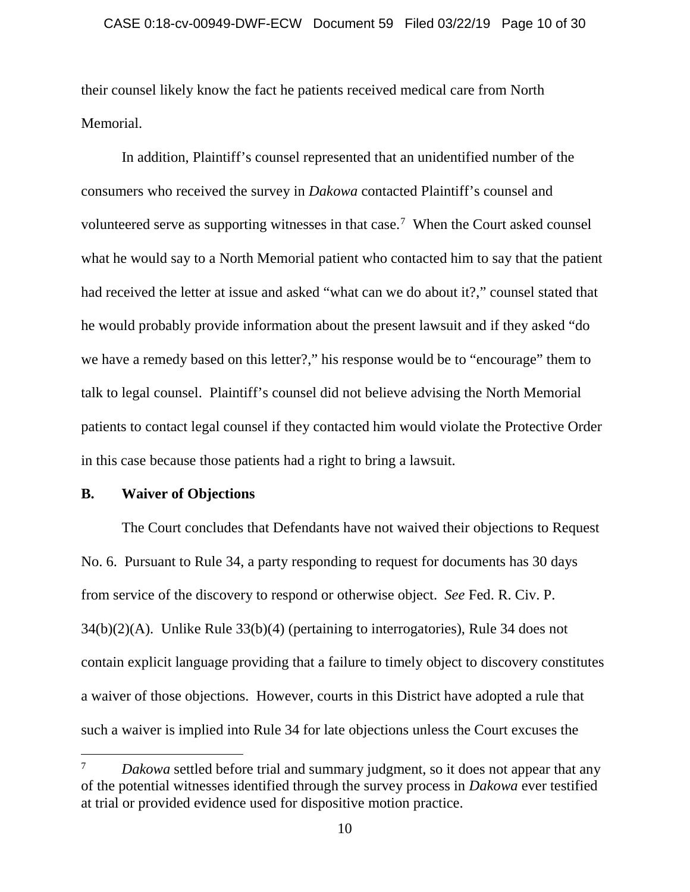their counsel likely know the fact he patients received medical care from North Memorial.

In addition, Plaintiff's counsel represented that an unidentified number of the consumers who received the survey in *Dakowa* contacted Plaintiff's counsel and volunteered serve as supporting witnesses in that case.[7] When the Court asked counsel what he would say to a North Memorial patient who contacted him to say that the patient had received the letter at issue and asked "what can we do about it?," counsel stated that he would probably provide information about the present lawsuit and if they asked "do we have a remedy based on this letter?," his response would be to "encourage" them to talk to legal counsel. Plaintiff's counsel did not believe advising the North Memorial patients to contact legal counsel if they contacted him would violate the Protective Order in this case because those patients had a right to bring a lawsuit.

**B. Waiver of Objections**

The Court concludes that Defendants have not waived their objections to Request No. 6. Pursuant to Rule 34, a party responding to request for documents has 30 days from service of the discovery to respond or otherwise object. *See* Fed. R. Civ. P. 34(b)(2)(A). Unlike Rule 33(b)(4) (pertaining to interrogatories), Rule 34 does not contain explicit language providing that a failure to timely object to discovery constitutes a waiver of those objections. However, courts in this District have adopted a rule that such a waiver is implied into Rule 34 for late objections unless the Court excuses the

---

[7] *Dakowa* settled before trial and summary judgment, so it does not appear that any of the potential witnesses identified through the survey process in *Dakowa* ever testified at trial or provided evidence used for dispositive motion practice.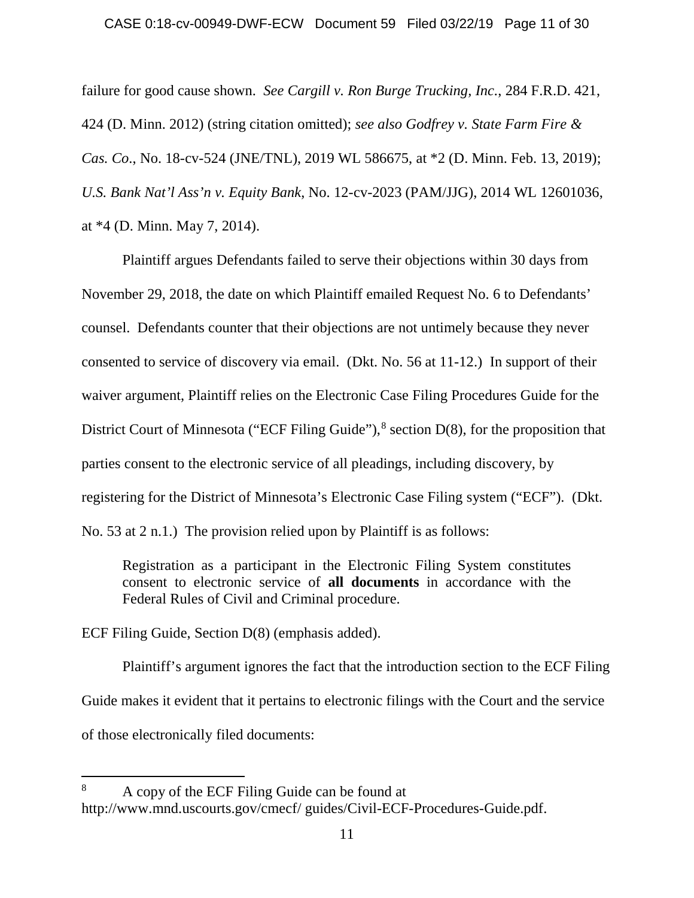failure for good cause shown. *See Cargill v. Ron Burge Trucking, Inc.*, 284 F.R.D. 421, 424 (D. Minn. 2012) (string citation omitted); *see also Godfrey v. State Farm Fire & Cas. Co*., No. 18-cv-524 (JNE/TNL), 2019 WL 586675, at *2 (D. Minn. Feb. 13, 2019); *U.S. Bank Nat'l Ass'n v. Equity Bank*, No. 12-cv-2023 (PAM/JJG), 2014 WL 12601036, at *4 (D. Minn. May 7, 2014).

Plaintiff argues Defendants failed to serve their objections within 30 days from November 29, 2018, the date on which Plaintiff emailed Request No. 6 to Defendants' counsel. Defendants counter that their objections are not untimely because they never consented to service of discovery via email. (Dkt. No. 56 at 11-12.) In support of their waiver argument, Plaintiff relies on the Electronic Case Filing Procedures Guide for the District Court of Minnesota ("ECF Filing Guide"),[8] section D(8), for the proposition that parties consent to the electronic service of all pleadings, including discovery, by registering for the District of Minnesota's Electronic Case Filing system ("ECF"). (Dkt. No. 53 at 2 n.1.) The provision relied upon by Plaintiff is as follows:

> Registration as a participant in the Electronic Filing System constitutes consent to electronic service of **all documents** in accordance with the Federal Rules of Civil and Criminal procedure.

ECF Filing Guide, Section D(8) (emphasis added).

Plaintiff's argument ignores the fact that the introduction section to the ECF Filing Guide makes it evident that it pertains to electronic filings with the Court and the service of those electronically filed documents:

---

[8] A copy of the ECF Filing Guide can be found at http://www.mnd.uscourts.gov/cmecf/ guides/Civil-ECF-Procedures-Guide.pdf.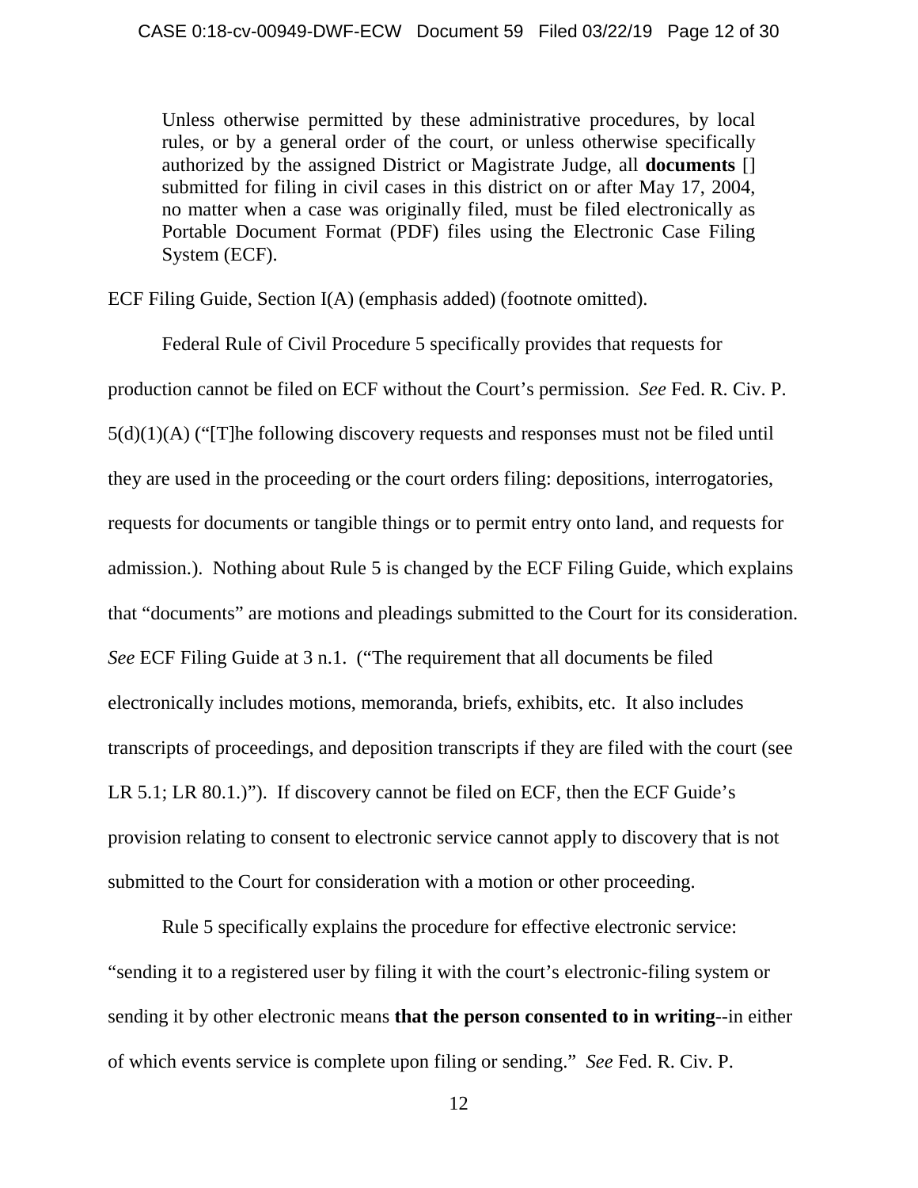> Unless otherwise permitted by these administrative procedures, by local rules, or by a general order of the court, or unless otherwise specifically authorized by the assigned District or Magistrate Judge, all **documents** [] submitted for filing in civil cases in this district on or after May 17, 2004, no matter when a case was originally filed, must be filed electronically as Portable Document Format (PDF) files using the Electronic Case Filing System (ECF).

ECF Filing Guide, Section I(A) (emphasis added) (footnote omitted).

Federal Rule of Civil Procedure 5 specifically provides that requests for production cannot be filed on ECF without the Court's permission. *See* Fed. R. Civ. P. 5(d)(1)(A) ("[T]he following discovery requests and responses must not be filed until they are used in the proceeding or the court orders filing: depositions, interrogatories, requests for documents or tangible things or to permit entry onto land, and requests for admission.). Nothing about Rule 5 is changed by the ECF Filing Guide, which explains that "documents" are motions and pleadings submitted to the Court for its consideration. *See* ECF Filing Guide at 3 n.1. ("The requirement that all documents be filed electronically includes motions, memoranda, briefs, exhibits, etc. It also includes transcripts of proceedings, and deposition transcripts if they are filed with the court (see LR 5.1; LR 80.1.)"). If discovery cannot be filed on ECF, then the ECF Guide's provision relating to consent to electronic service cannot apply to discovery that is not submitted to the Court for consideration with a motion or other proceeding.

Rule 5 specifically explains the procedure for effective electronic service: "sending it to a registered user by filing it with the court's electronic-filing system or sending it by other electronic means **that the person consented to in writing**--in either of which events service is complete upon filing or sending." *See* Fed. R. Civ. P.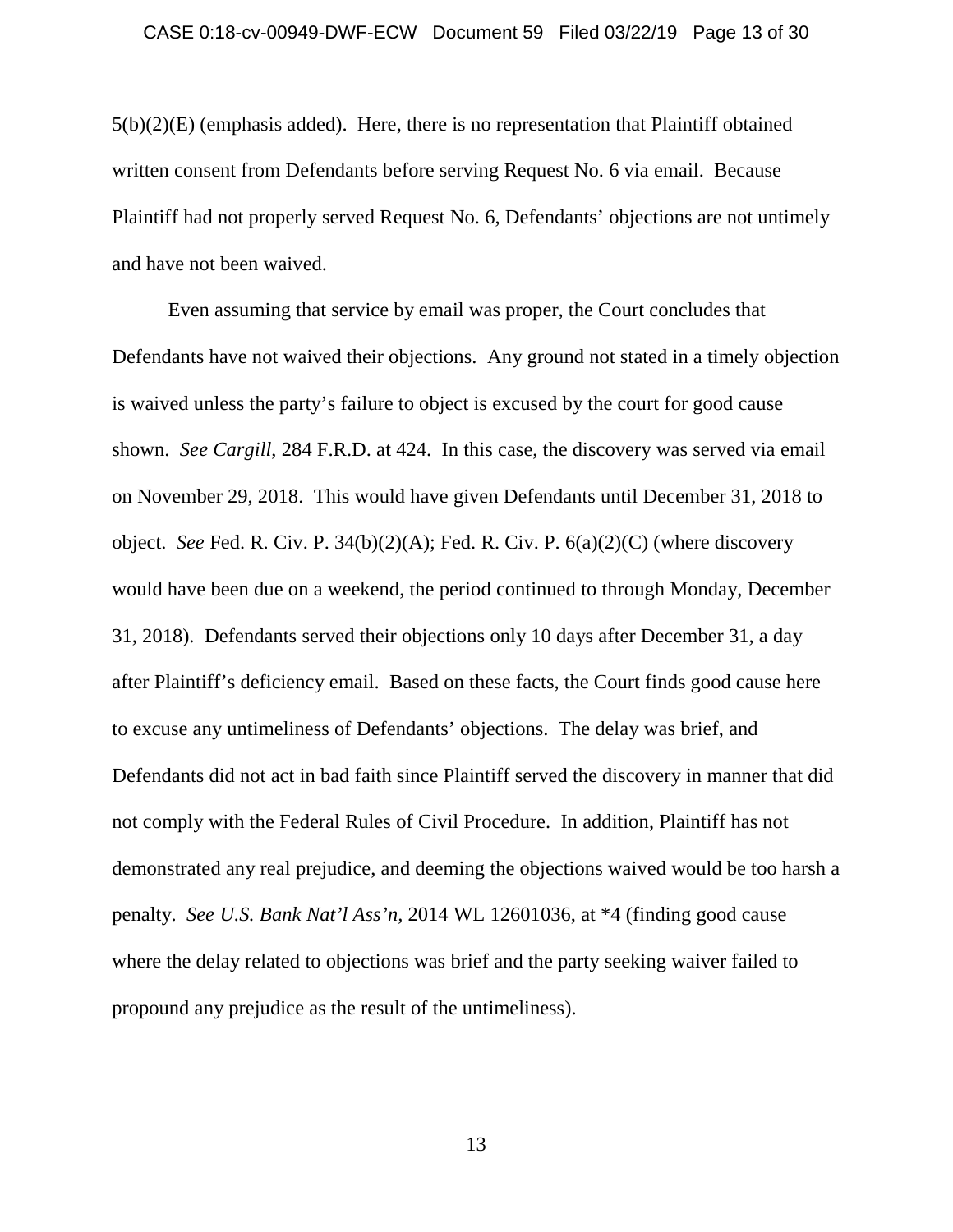5(b)(2)(E) (emphasis added). Here, there is no representation that Plaintiff obtained written consent from Defendants before serving Request No. 6 via email. Because Plaintiff had not properly served Request No. 6, Defendants' objections are not untimely and have not been waived.

Even assuming that service by email was proper, the Court concludes that Defendants have not waived their objections. Any ground not stated in a timely objection is waived unless the party's failure to object is excused by the court for good cause shown. *See Cargill*, 284 F.R.D. at 424. In this case, the discovery was served via email on November 29, 2018. This would have given Defendants until December 31, 2018 to object. *See* Fed. R. Civ. P. 34(b)(2)(A); Fed. R. Civ. P. 6(a)(2)(C) (where discovery would have been due on a weekend, the period continued to through Monday, December 31, 2018). Defendants served their objections only 10 days after December 31, a day after Plaintiff's deficiency email. Based on these facts, the Court finds good cause here to excuse any untimeliness of Defendants' objections. The delay was brief, and Defendants did not act in bad faith since Plaintiff served the discovery in manner that did not comply with the Federal Rules of Civil Procedure. In addition, Plaintiff has not demonstrated any real prejudice, and deeming the objections waived would be too harsh a penalty. *See U.S. Bank Nat'l Ass'n*, 2014 WL 12601036, at *4 (finding good cause where the delay related to objections was brief and the party seeking waiver failed to propound any prejudice as the result of the untimeliness).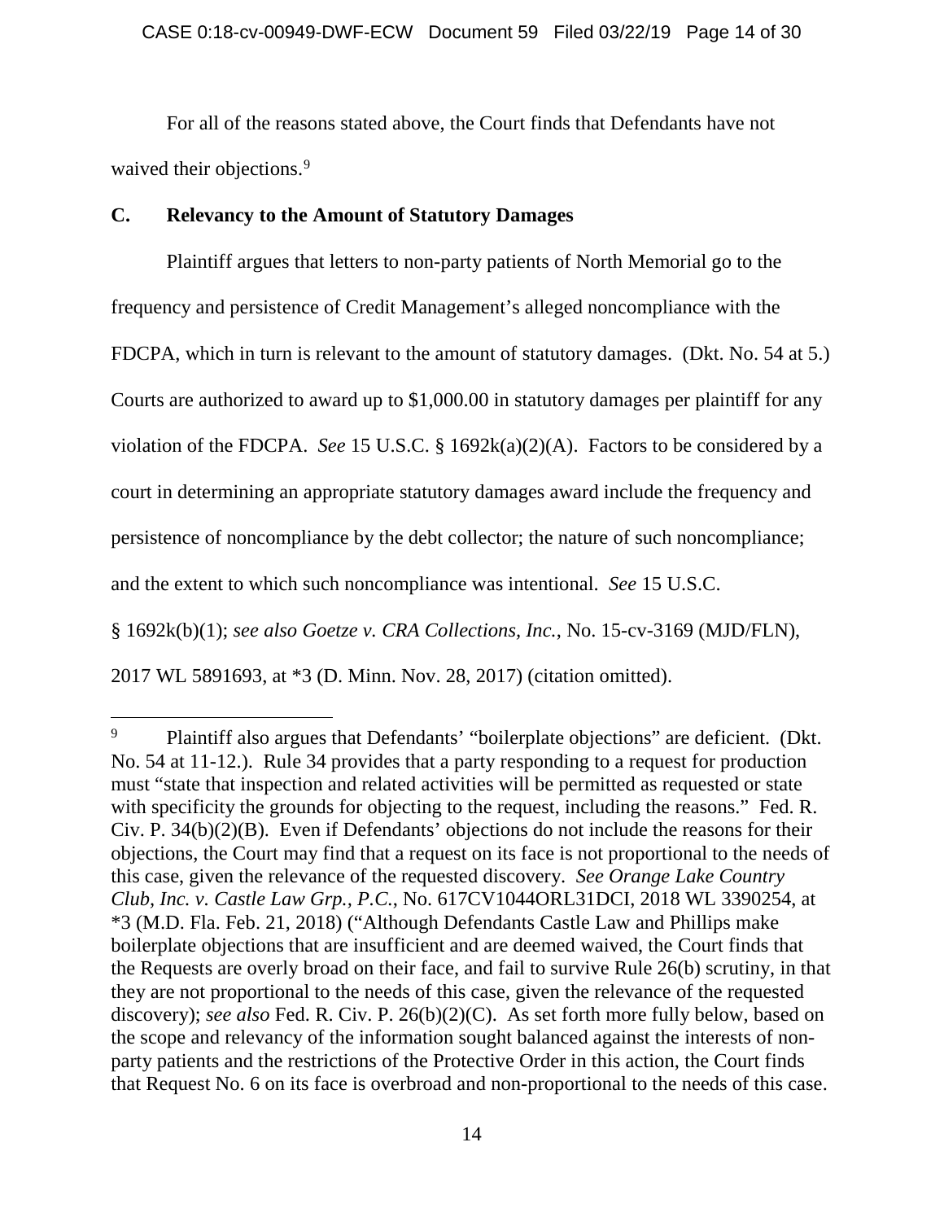For all of the reasons stated above, the Court finds that Defendants have not waived their objections.[9]

### C. Relevancy to the Amount of Statutory Damages

Plaintiff argues that letters to non-party patients of North Memorial go to the frequency and persistence of Credit Management's alleged noncompliance with the FDCPA, which in turn is relevant to the amount of statutory damages. (Dkt. No. 54 at 5.) Courts are authorized to award up to $1,000.00 in statutory damages per plaintiff for any violation of the FDCPA. *See* 15 U.S.C. § 1692k(a)(2)(A). Factors to be considered by a court in determining an appropriate statutory damages award include the frequency and persistence of noncompliance by the debt collector; the nature of such noncompliance; and the extent to which such noncompliance was intentional. *See* 15 U.S.C. § 1692k(b)(1); *see also Goetze v. CRA Collections, Inc.*, No. 15-cv-3169 (MJD/FLN), 2017 WL 5891693, at *3 (D. Minn. Nov. 28, 2017) (citation omitted).

---

[9] Plaintiff also argues that Defendants' "boilerplate objections" are deficient. (Dkt. No. 54 at 11-12.). Rule 34 provides that a party responding to a request for production must "state that inspection and related activities will be permitted as requested or state with specificity the grounds for objecting to the request, including the reasons." Fed. R. Civ. P. 34(b)(2)(B). Even if Defendants' objections do not include the reasons for their objections, the Court may find that a request on its face is not proportional to the needs of this case, given the relevance of the requested discovery. *See Orange Lake Country Club, Inc. v. Castle Law Grp., P.C.*, No. 617CV1044ORL31DCI, 2018 WL 3390254, at *3 (M.D. Fla. Feb. 21, 2018) ("Although Defendants Castle Law and Phillips make boilerplate objections that are insufficient and are deemed waived, the Court finds that the Requests are overly broad on their face, and fail to survive Rule 26(b) scrutiny, in that they are not proportional to the needs of this case, given the relevance of the requested discovery); *see also* Fed. R. Civ. P. 26(b)(2)(C). As set forth more fully below, based on the scope and relevancy of the information sought balanced against the interests of non-party patients and the restrictions of the Protective Order in this action, the Court finds that Request No. 6 on its face is overbroad and non-proportional to the needs of this case.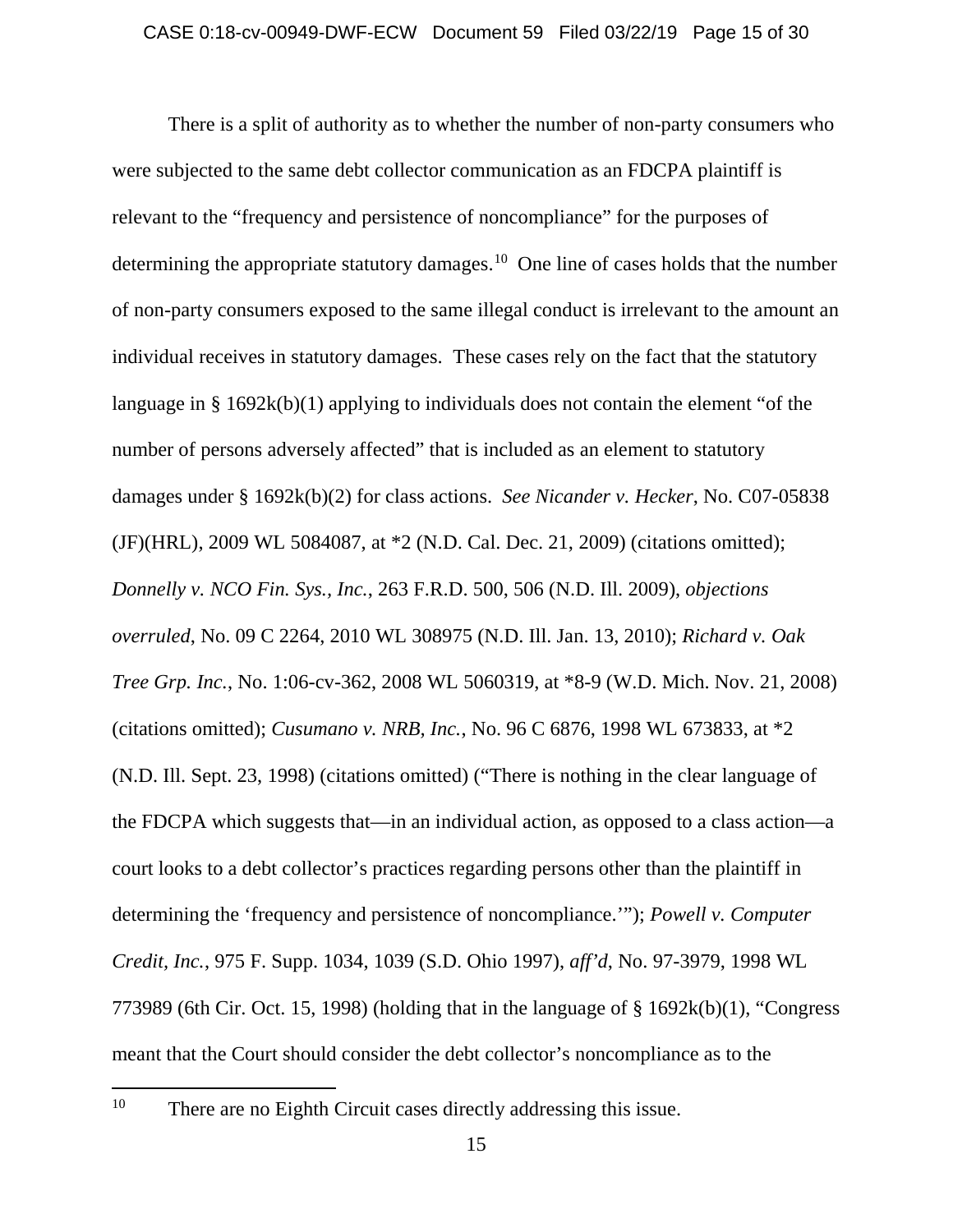There is a split of authority as to whether the number of non-party consumers who were subjected to the same debt collector communication as an FDCPA plaintiff is relevant to the "frequency and persistence of noncompliance" for the purposes of determining the appropriate statutory damages.[10] One line of cases holds that the number of non-party consumers exposed to the same illegal conduct is irrelevant to the amount an individual receives in statutory damages. These cases rely on the fact that the statutory language in § 1692k(b)(1) applying to individuals does not contain the element "of the number of persons adversely affected" that is included as an element to statutory damages under § 1692k(b)(2) for class actions. *See Nicander v. Hecker*, No. C07-05838 (JF)(HRL), 2009 WL 5084087, at *2 (N.D. Cal. Dec. 21, 2009) (citations omitted); *Donnelly v. NCO Fin. Sys., Inc.*, 263 F.R.D. 500, 506 (N.D. Ill. 2009), *objections overruled*, No. 09 C 2264, 2010 WL 308975 (N.D. Ill. Jan. 13, 2010); *Richard v. Oak Tree Grp. Inc.*, No. 1:06-cv-362, 2008 WL 5060319, at *8-9 (W.D. Mich. Nov. 21, 2008) (citations omitted); *Cusumano v. NRB, Inc.*, No. 96 C 6876, 1998 WL 673833, at *2 (N.D. Ill. Sept. 23, 1998) (citations omitted) ("There is nothing in the clear language of the FDCPA which suggests that—in an individual action, as opposed to a class action—a court looks to a debt collector's practices regarding persons other than the plaintiff in determining the 'frequency and persistence of noncompliance.'"); *Powell v. Computer Credit, Inc.*, 975 F. Supp. 1034, 1039 (S.D. Ohio 1997), *aff'd*, No. 97-3979, 1998 WL 773989 (6th Cir. Oct. 15, 1998) (holding that in the language of § 1692k(b)(1), "Congress meant that the Court should consider the debt collector's noncompliance as to the

[10] There are no Eighth Circuit cases directly addressing this issue.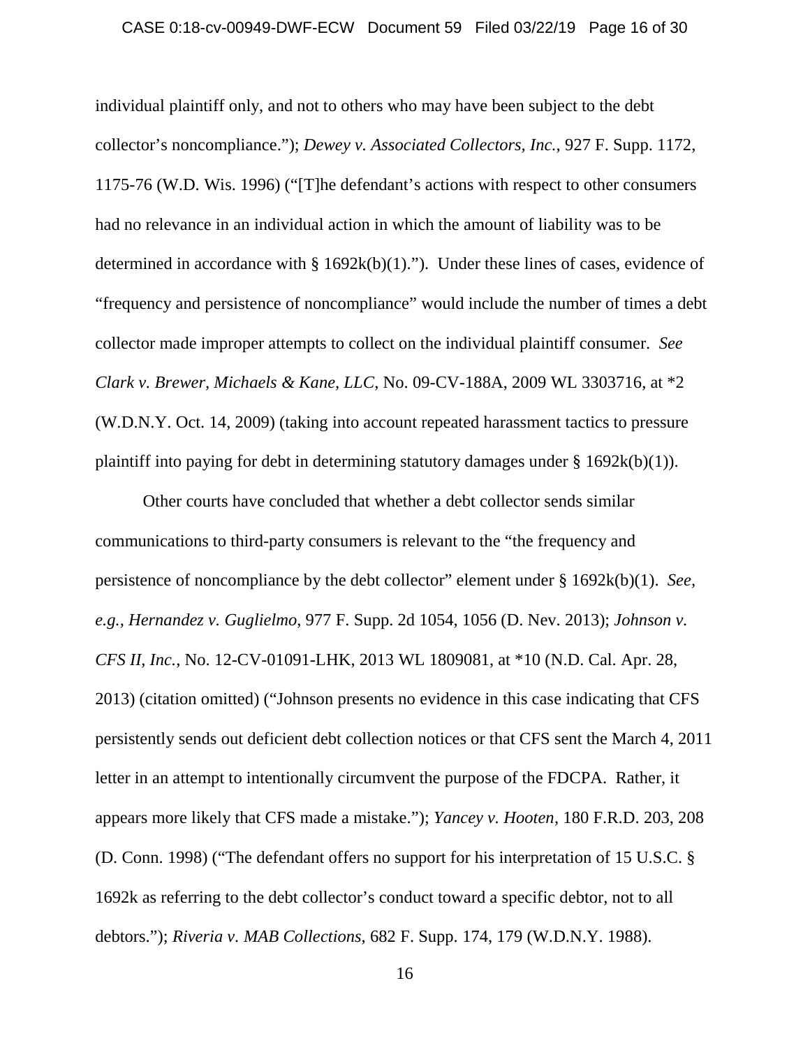individual plaintiff only, and not to others who may have been subject to the debt collector's noncompliance."); *Dewey v. Associated Collectors, Inc.*, 927 F. Supp. 1172, 1175-76 (W.D. Wis. 1996) ("[T]he defendant's actions with respect to other consumers had no relevance in an individual action in which the amount of liability was to be determined in accordance with § 1692k(b)(1)."). Under these lines of cases, evidence of "frequency and persistence of noncompliance" would include the number of times a debt collector made improper attempts to collect on the individual plaintiff consumer. *See Clark v. Brewer, Michaels & Kane, LLC*, No. 09-CV-188A, 2009 WL 3303716, at *2 (W.D.N.Y. Oct. 14, 2009) (taking into account repeated harassment tactics to pressure plaintiff into paying for debt in determining statutory damages under § 1692k(b)(1)).

Other courts have concluded that whether a debt collector sends similar communications to third-party consumers is relevant to the "the frequency and persistence of noncompliance by the debt collector" element under § 1692k(b)(1). *See, e.g.*, *Hernandez v. Guglielmo*, 977 F. Supp. 2d 1054, 1056 (D. Nev. 2013); *Johnson v. CFS II, Inc.*, No. 12-CV-01091-LHK, 2013 WL 1809081, at *10 (N.D. Cal. Apr. 28, 2013) (citation omitted) ("Johnson presents no evidence in this case indicating that CFS persistently sends out deficient debt collection notices or that CFS sent the March 4, 2011 letter in an attempt to intentionally circumvent the purpose of the FDCPA. Rather, it appears more likely that CFS made a mistake."); *Yancey v. Hooten*, 180 F.R.D. 203, 208 (D. Conn. 1998) ("The defendant offers no support for his interpretation of 15 U.S.C. § 1692k as referring to the debt collector's conduct toward a specific debtor, not to all debtors."); *Riveria v. MAB Collections*, 682 F. Supp. 174, 179 (W.D.N.Y. 1988).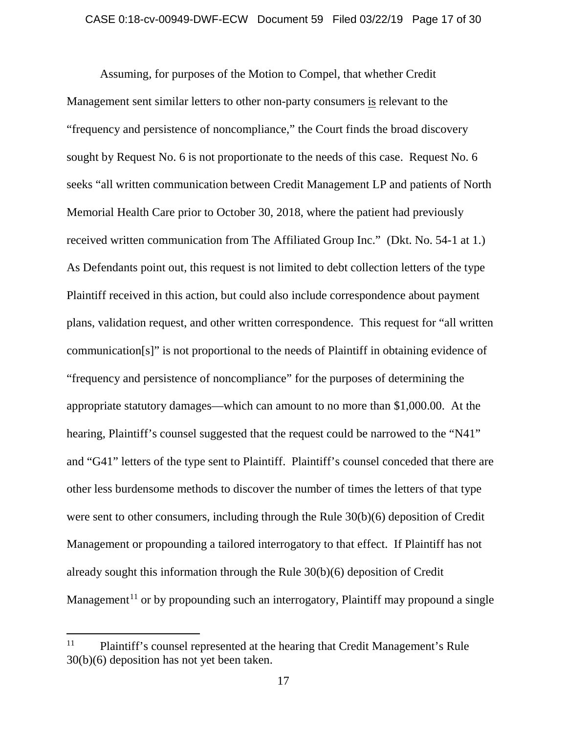Assuming, for purposes of the Motion to Compel, that whether Credit Management sent similar letters to other non-party consumers <u>is</u> relevant to the "frequency and persistence of noncompliance," the Court finds the broad discovery sought by Request No. 6 is not proportionate to the needs of this case. Request No. 6 seeks "all written communication between Credit Management LP and patients of North Memorial Health Care prior to October 30, 2018, where the patient had previously received written communication from The Affiliated Group Inc." (Dkt. No. 54-1 at 1.) As Defendants point out, this request is not limited to debt collection letters of the type Plaintiff received in this action, but could also include correspondence about payment plans, validation request, and other written correspondence. This request for "all written communication[s]" is not proportional to the needs of Plaintiff in obtaining evidence of "frequency and persistence of noncompliance" for the purposes of determining the appropriate statutory damages—which can amount to no more than $1,000.00. At the hearing, Plaintiff's counsel suggested that the request could be narrowed to the "N41" and "G41" letters of the type sent to Plaintiff. Plaintiff's counsel conceded that there are other less burdensome methods to discover the number of times the letters of that type were sent to other consumers, including through the Rule 30(b)(6) deposition of Credit Management or propounding a tailored interrogatory to that effect. If Plaintiff has not already sought this information through the Rule 30(b)(6) deposition of Credit Management[11] or by propounding such an interrogatory, Plaintiff may propound a single

---

[11] Plaintiff's counsel represented at the hearing that Credit Management's Rule 30(b)(6) deposition has not yet been taken.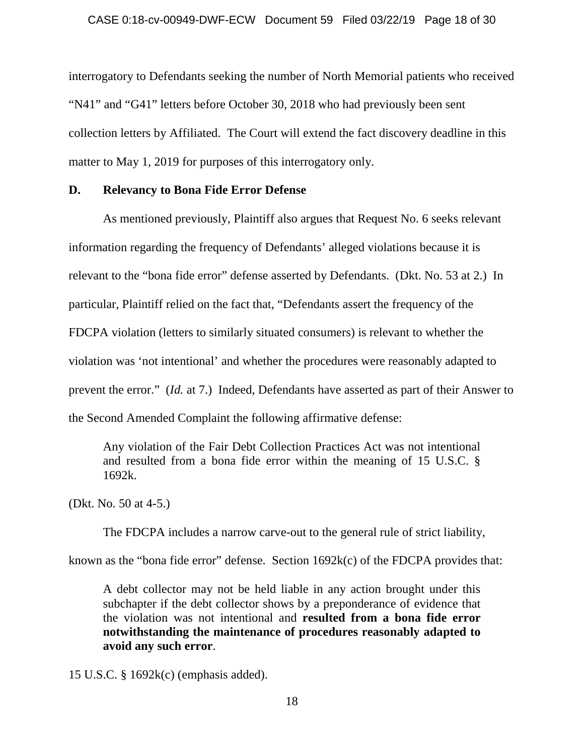interrogatory to Defendants seeking the number of North Memorial patients who received "N41" and "G41" letters before October 30, 2018 who had previously been sent collection letters by Affiliated. The Court will extend the fact discovery deadline in this matter to May 1, 2019 for purposes of this interrogatory only.

### D. Relevancy to Bona Fide Error Defense

As mentioned previously, Plaintiff also argues that Request No. 6 seeks relevant information regarding the frequency of Defendants' alleged violations because it is relevant to the "bona fide error" defense asserted by Defendants. (Dkt. No. 53 at 2.) In particular, Plaintiff relied on the fact that, "Defendants assert the frequency of the FDCPA violation (letters to similarly situated consumers) is relevant to whether the violation was 'not intentional' and whether the procedures were reasonably adapted to prevent the error." (*Id.* at 7.) Indeed, Defendants have asserted as part of their Answer to the Second Amended Complaint the following affirmative defense:

> Any violation of the Fair Debt Collection Practices Act was not intentional and resulted from a bona fide error within the meaning of 15 U.S.C. § 1692k.

(Dkt. No. 50 at 4-5.)

The FDCPA includes a narrow carve-out to the general rule of strict liability, known as the "bona fide error" defense. Section 1692k(c) of the FDCPA provides that:

> A debt collector may not be held liable in any action brought under this subchapter if the debt collector shows by a preponderance of evidence that the violation was not intentional and **resulted from a bona fide error notwithstanding the maintenance of procedures reasonably adapted to avoid any such error**.

15 U.S.C. § 1692k(c) (emphasis added).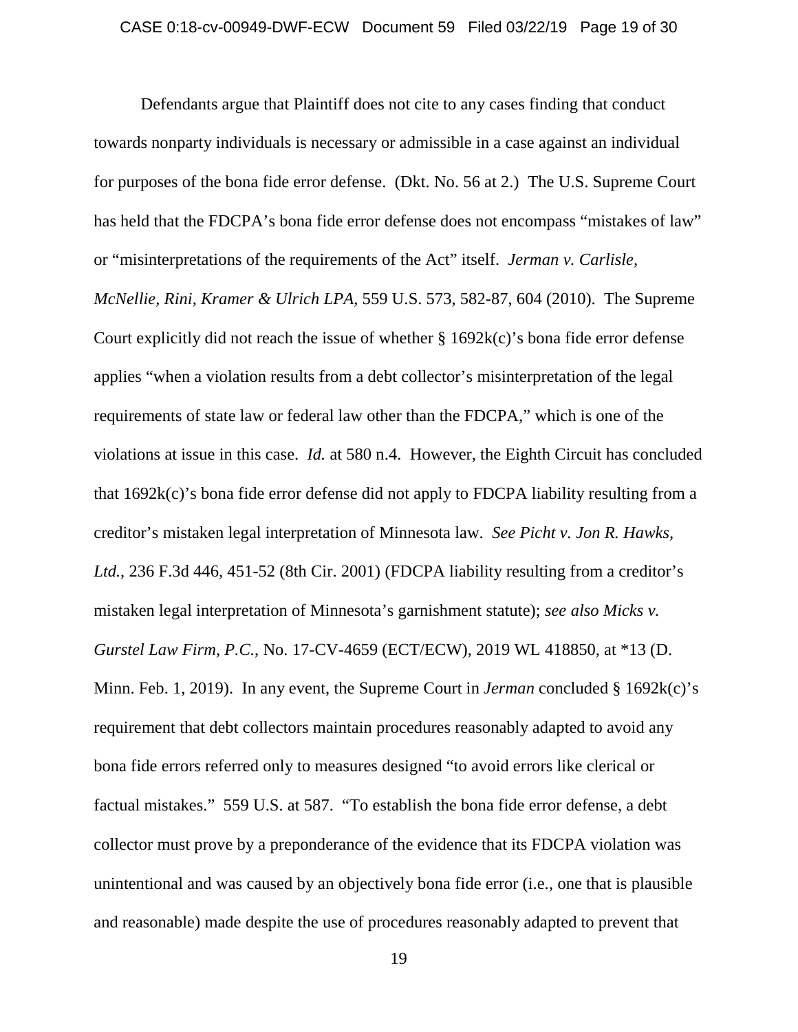Defendants argue that Plaintiff does not cite to any cases finding that conduct towards nonparty individuals is necessary or admissible in a case against an individual for purposes of the bona fide error defense. (Dkt. No. 56 at 2.) The U.S. Supreme Court has held that the FDCPA's bona fide error defense does not encompass "mistakes of law" or "misinterpretations of the requirements of the Act" itself. *Jerman v. Carlisle, McNellie, Rini, Kramer & Ulrich LPA*, 559 U.S. 573, 582-87, 604 (2010). The Supreme Court explicitly did not reach the issue of whether § 1692k(c)'s bona fide error defense applies "when a violation results from a debt collector's misinterpretation of the legal requirements of state law or federal law other than the FDCPA," which is one of the violations at issue in this case. *Id.* at 580 n.4. However, the Eighth Circuit has concluded that 1692k(c)'s bona fide error defense did not apply to FDCPA liability resulting from a creditor's mistaken legal interpretation of Minnesota law. *See Picht v. Jon R. Hawks, Ltd.*, 236 F.3d 446, 451-52 (8th Cir. 2001) (FDCPA liability resulting from a creditor's mistaken legal interpretation of Minnesota's garnishment statute); *see also Micks v. Gurstel Law Firm, P.C.*, No. 17-CV-4659 (ECT/ECW), 2019 WL 418850, at *13 (D. Minn. Feb. 1, 2019). In any event, the Supreme Court in *Jerman* concluded § 1692k(c)'s requirement that debt collectors maintain procedures reasonably adapted to avoid any bona fide errors referred only to measures designed "to avoid errors like clerical or factual mistakes." 559 U.S. at 587. "To establish the bona fide error defense, a debt collector must prove by a preponderance of the evidence that its FDCPA violation was unintentional and was caused by an objectively bona fide error (i.e., one that is plausible and reasonable) made despite the use of procedures reasonably adapted to prevent that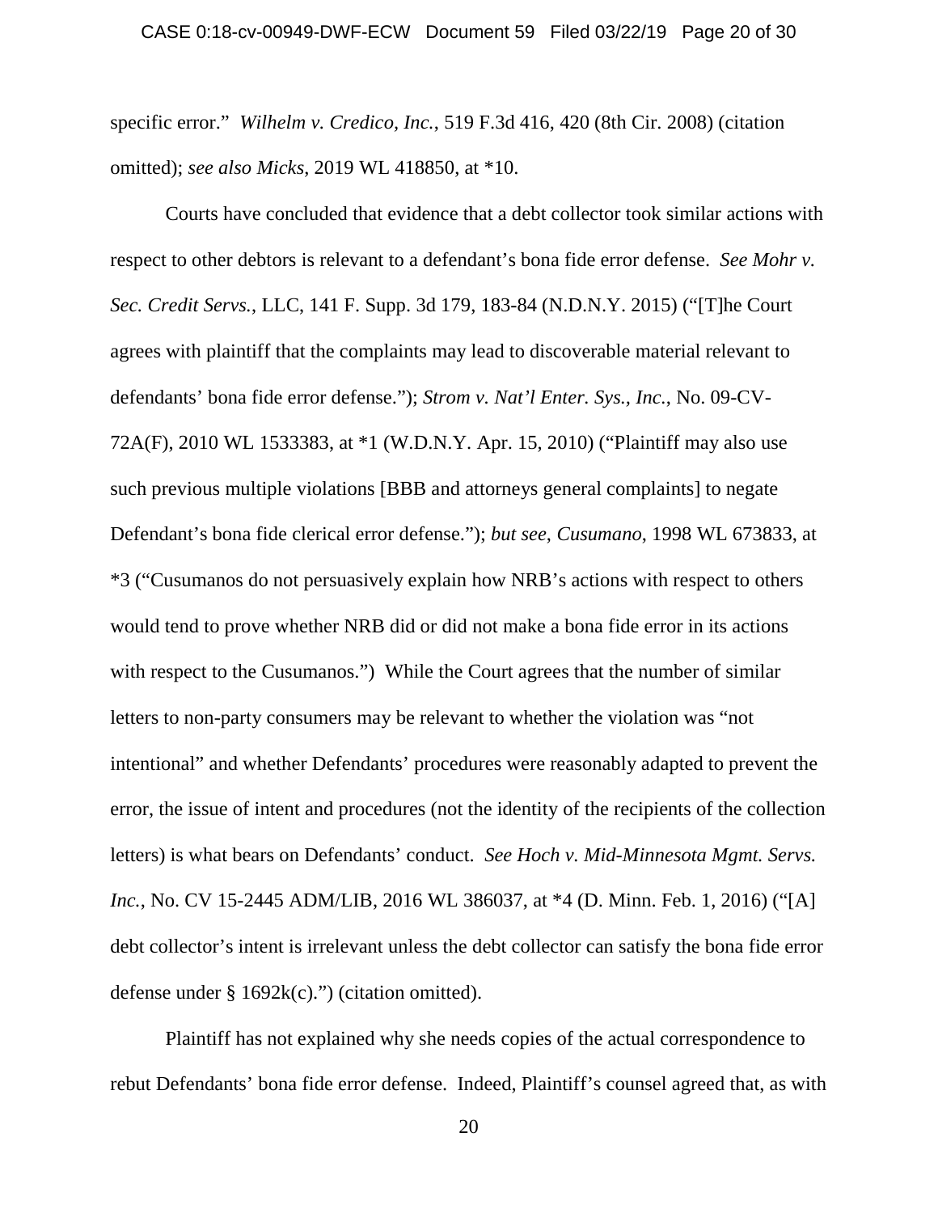specific error." *Wilhelm v. Credico, Inc.*, 519 F.3d 416, 420 (8th Cir. 2008) (citation omitted); *see also Micks*, 2019 WL 418850, at *10.

Courts have concluded that evidence that a debt collector took similar actions with respect to other debtors is relevant to a defendant's bona fide error defense. *See Mohr v. Sec. Credit Servs.*, LLC, 141 F. Supp. 3d 179, 183-84 (N.D.N.Y. 2015) ("[T]he Court agrees with plaintiff that the complaints may lead to discoverable material relevant to defendants' bona fide error defense."); *Strom v. Nat'l Enter. Sys., Inc.*, No. 09-CV-72A(F), 2010 WL 1533383, at *1 (W.D.N.Y. Apr. 15, 2010) ("Plaintiff may also use such previous multiple violations [BBB and attorneys general complaints] to negate Defendant's bona fide clerical error defense."); *but see*, *Cusumano*, 1998 WL 673833, at *3 ("Cusumanos do not persuasively explain how NRB's actions with respect to others would tend to prove whether NRB did or did not make a bona fide error in its actions with respect to the Cusumanos.") While the Court agrees that the number of similar letters to non-party consumers may be relevant to whether the violation was "not intentional" and whether Defendants' procedures were reasonably adapted to prevent the error, the issue of intent and procedures (not the identity of the recipients of the collection letters) is what bears on Defendants' conduct. *See Hoch v. Mid-Minnesota Mgmt. Servs. Inc.*, No. CV 15-2445 ADM/LIB, 2016 WL 386037, at *4 (D. Minn. Feb. 1, 2016) ("[A] debt collector's intent is irrelevant unless the debt collector can satisfy the bona fide error defense under § 1692k(c).") (citation omitted).

Plaintiff has not explained why she needs copies of the actual correspondence to rebut Defendants' bona fide error defense. Indeed, Plaintiff's counsel agreed that, as with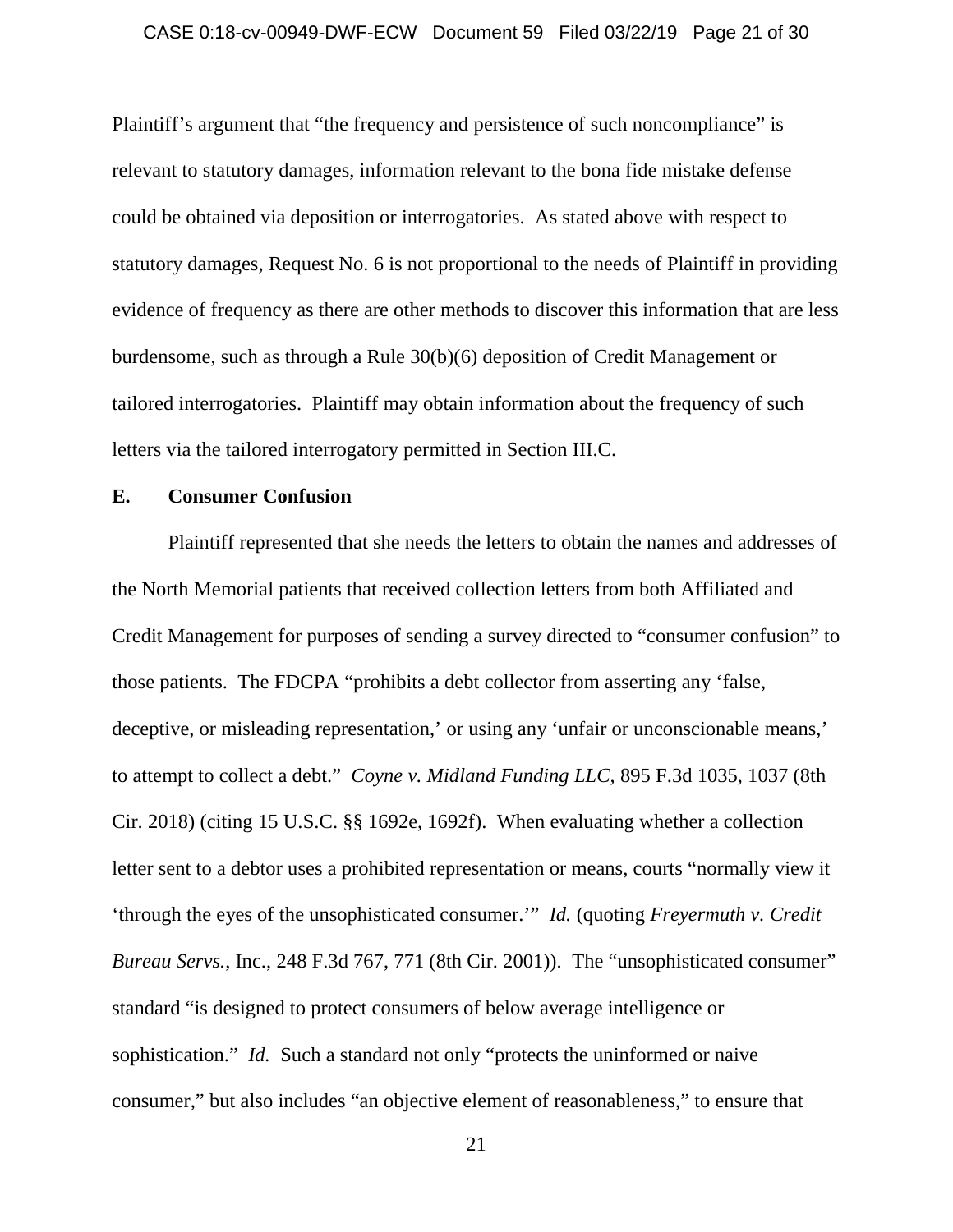Plaintiff's argument that "the frequency and persistence of such noncompliance" is relevant to statutory damages, information relevant to the bona fide mistake defense could be obtained via deposition or interrogatories. As stated above with respect to statutory damages, Request No. 6 is not proportional to the needs of Plaintiff in providing evidence of frequency as there are other methods to discover this information that are less burdensome, such as through a Rule 30(b)(6) deposition of Credit Management or tailored interrogatories. Plaintiff may obtain information about the frequency of such letters via the tailored interrogatory permitted in Section III.C.

**E. Consumer Confusion**

Plaintiff represented that she needs the letters to obtain the names and addresses of the North Memorial patients that received collection letters from both Affiliated and Credit Management for purposes of sending a survey directed to "consumer confusion" to those patients. The FDCPA "prohibits a debt collector from asserting any 'false, deceptive, or misleading representation,' or using any 'unfair or unconscionable means,' to attempt to collect a debt." *Coyne v. Midland Funding LLC*, 895 F.3d 1035, 1037 (8th Cir. 2018) (citing 15 U.S.C. §§ 1692e, 1692f). When evaluating whether a collection letter sent to a debtor uses a prohibited representation or means, courts "normally view it 'through the eyes of the unsophisticated consumer.'" *Id.* (quoting *Freyermuth v. Credit Bureau Servs.*, Inc., 248 F.3d 767, 771 (8th Cir. 2001)). The "unsophisticated consumer" standard "is designed to protect consumers of below average intelligence or sophistication." *Id.* Such a standard not only "protects the uninformed or naive consumer," but also includes "an objective element of reasonableness," to ensure that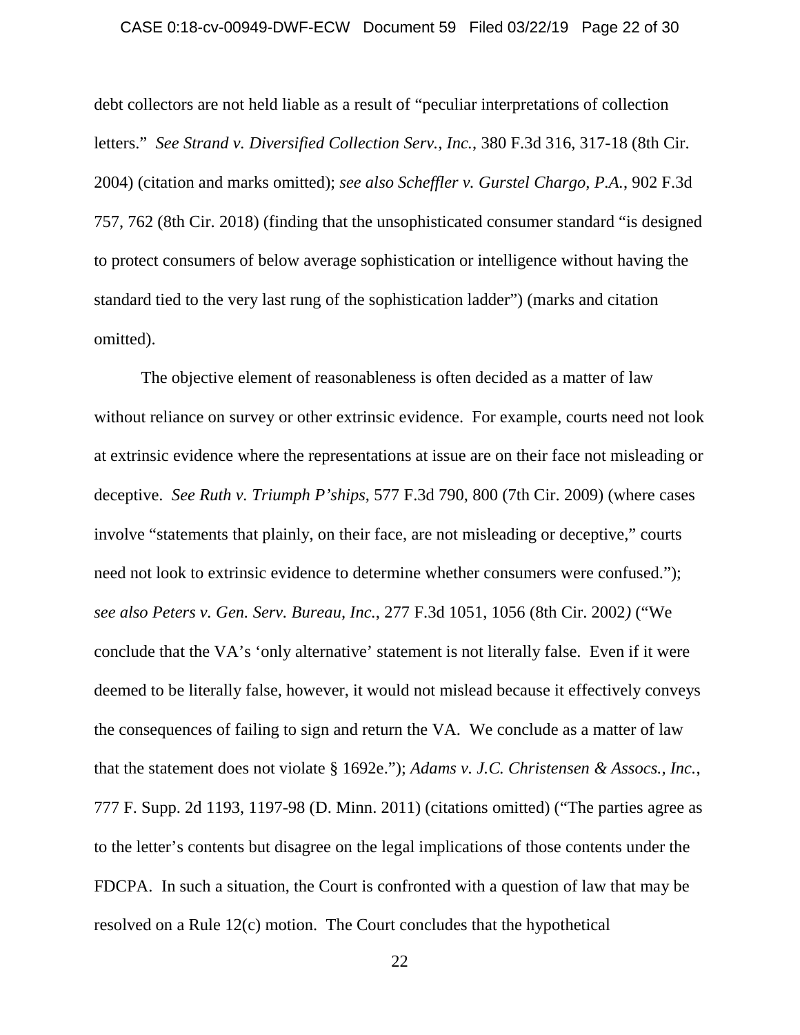debt collectors are not held liable as a result of "peculiar interpretations of collection letters." *See Strand v. Diversified Collection Serv., Inc.*, 380 F.3d 316, 317-18 (8th Cir. 2004) (citation and marks omitted); *see also Scheffler v. Gurstel Chargo, P.A.*, 902 F.3d 757, 762 (8th Cir. 2018) (finding that the unsophisticated consumer standard "is designed to protect consumers of below average sophistication or intelligence without having the standard tied to the very last rung of the sophistication ladder") (marks and citation omitted).

The objective element of reasonableness is often decided as a matter of law without reliance on survey or other extrinsic evidence. For example, courts need not look at extrinsic evidence where the representations at issue are on their face not misleading or deceptive. *See Ruth v. Triumph P'ships*, 577 F.3d 790, 800 (7th Cir. 2009) (where cases involve "statements that plainly, on their face, are not misleading or deceptive," courts need not look to extrinsic evidence to determine whether consumers were confused."); *see also Peters v. Gen. Serv. Bureau, Inc.*, 277 F.3d 1051, 1056 (8th Cir. 2002) ("We conclude that the VA's 'only alternative' statement is not literally false. Even if it were deemed to be literally false, however, it would not mislead because it effectively conveys the consequences of failing to sign and return the VA. We conclude as a matter of law that the statement does not violate § 1692e."); *Adams v. J.C. Christensen & Assocs., Inc.*, 777 F. Supp. 2d 1193, 1197-98 (D. Minn. 2011) (citations omitted) ("The parties agree as to the letter's contents but disagree on the legal implications of those contents under the FDCPA. In such a situation, the Court is confronted with a question of law that may be resolved on a Rule 12(c) motion. The Court concludes that the hypothetical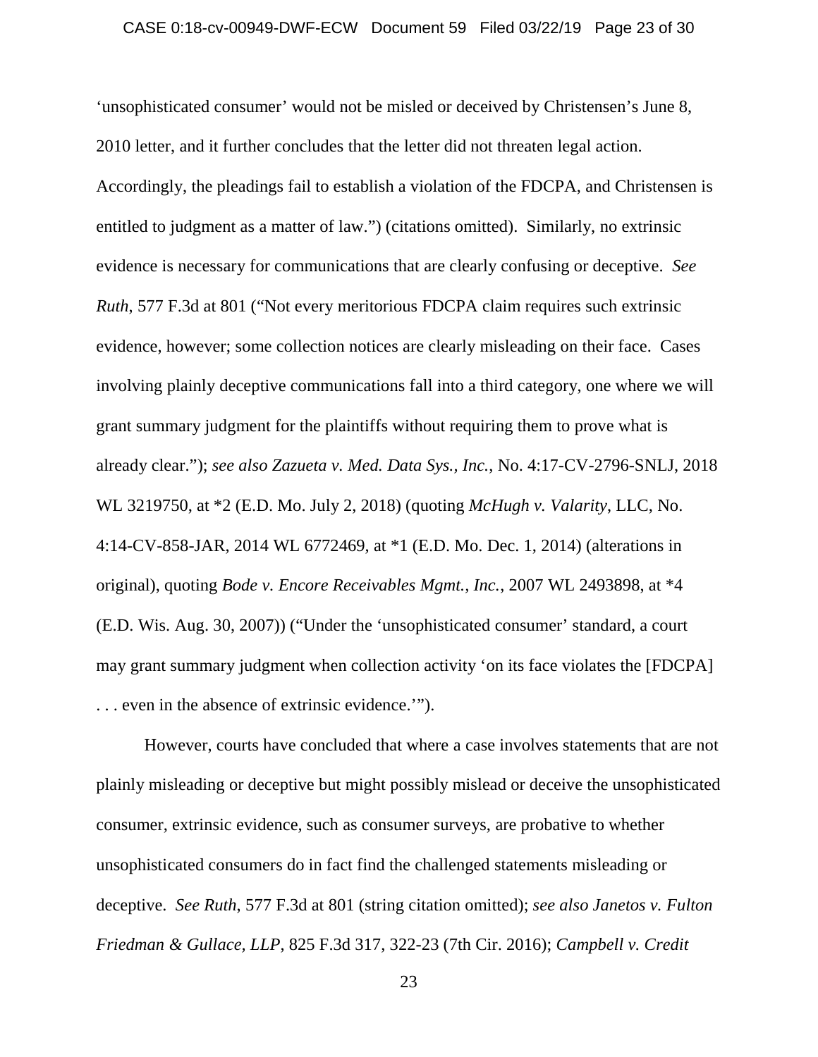'unsophisticated consumer' would not be misled or deceived by Christensen's June 8, 2010 letter, and it further concludes that the letter did not threaten legal action. Accordingly, the pleadings fail to establish a violation of the FDCPA, and Christensen is entitled to judgment as a matter of law.") (citations omitted). Similarly, no extrinsic evidence is necessary for communications that are clearly confusing or deceptive. *See Ruth*, 577 F.3d at 801 ("Not every meritorious FDCPA claim requires such extrinsic evidence, however; some collection notices are clearly misleading on their face. Cases involving plainly deceptive communications fall into a third category, one where we will grant summary judgment for the plaintiffs without requiring them to prove what is already clear."); *see also Zazueta v. Med. Data Sys., Inc.*, No. 4:17-CV-2796-SNLJ, 2018 WL 3219750, at *2 (E.D. Mo. July 2, 2018) (quoting *McHugh v. Valarity*, LLC, No. 4:14-CV-858-JAR, 2014 WL 6772469, at *1 (E.D. Mo. Dec. 1, 2014) (alterations in original), quoting *Bode v. Encore Receivables Mgmt., Inc.*, 2007 WL 2493898, at *4 (E.D. Wis. Aug. 30, 2007)) ("Under the 'unsophisticated consumer' standard, a court may grant summary judgment when collection activity 'on its face violates the [FDCPA] . . . even in the absence of extrinsic evidence.'").

However, courts have concluded that where a case involves statements that are not plainly misleading or deceptive but might possibly mislead or deceive the unsophisticated consumer, extrinsic evidence, such as consumer surveys, are probative to whether unsophisticated consumers do in fact find the challenged statements misleading or deceptive. *See Ruth*, 577 F.3d at 801 (string citation omitted); *see also Janetos v. Fulton Friedman & Gullace, LLP*, 825 F.3d 317, 322-23 (7th Cir. 2016); *Campbell v. Credit*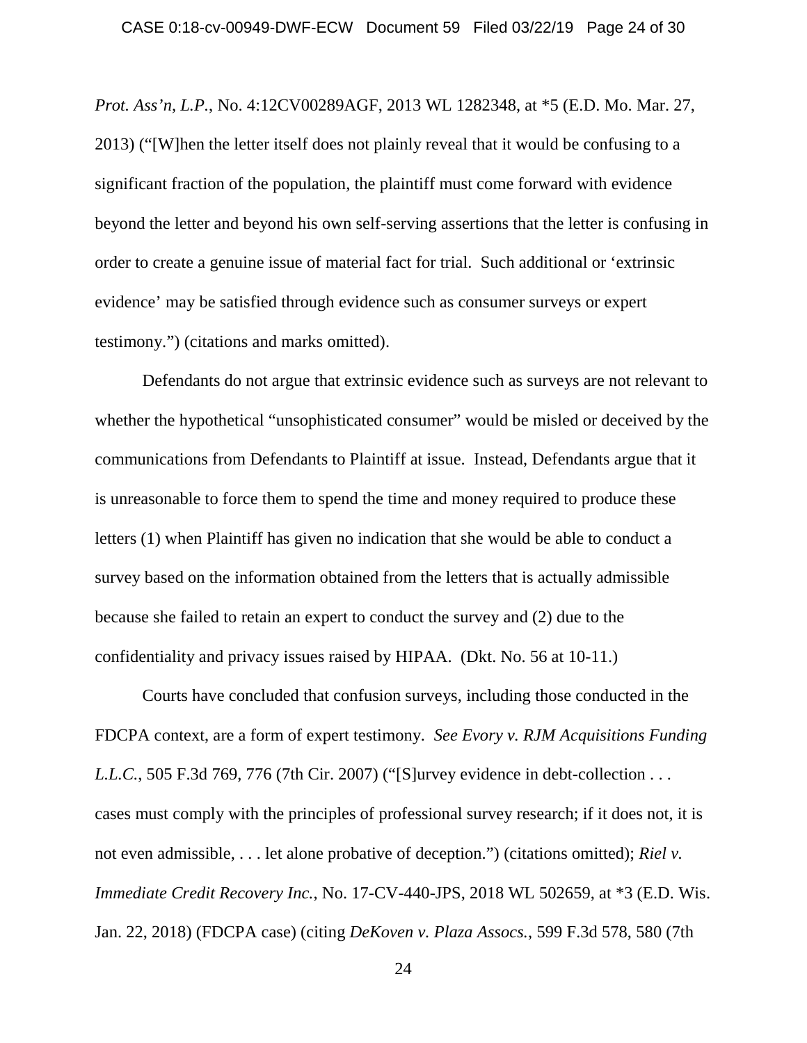*Prot. Ass'n, L.P.*, No. 4:12CV00289AGF, 2013 WL 1282348, at *5 (E.D. Mo. Mar. 27, 2013) ("[W]hen the letter itself does not plainly reveal that it would be confusing to a significant fraction of the population, the plaintiff must come forward with evidence beyond the letter and beyond his own self-serving assertions that the letter is confusing in order to create a genuine issue of material fact for trial. Such additional or 'extrinsic evidence' may be satisfied through evidence such as consumer surveys or expert testimony.") (citations and marks omitted).

Defendants do not argue that extrinsic evidence such as surveys are not relevant to whether the hypothetical "unsophisticated consumer" would be misled or deceived by the communications from Defendants to Plaintiff at issue. Instead, Defendants argue that it is unreasonable to force them to spend the time and money required to produce these letters (1) when Plaintiff has given no indication that she would be able to conduct a survey based on the information obtained from the letters that is actually admissible because she failed to retain an expert to conduct the survey and (2) due to the confidentiality and privacy issues raised by HIPAA. (Dkt. No. 56 at 10-11.)

Courts have concluded that confusion surveys, including those conducted in the FDCPA context, are a form of expert testimony. *See Evory v. RJM Acquisitions Funding L.L.C.*, 505 F.3d 769, 776 (7th Cir. 2007) ("[S]urvey evidence in debt-collection . . . cases must comply with the principles of professional survey research; if it does not, it is not even admissible, . . . let alone probative of deception.") (citations omitted); *Riel v. Immediate Credit Recovery Inc.*, No. 17-CV-440-JPS, 2018 WL 502659, at *3 (E.D. Wis. Jan. 22, 2018) (FDCPA case) (citing *DeKoven v. Plaza Assocs.*, 599 F.3d 578, 580 (7th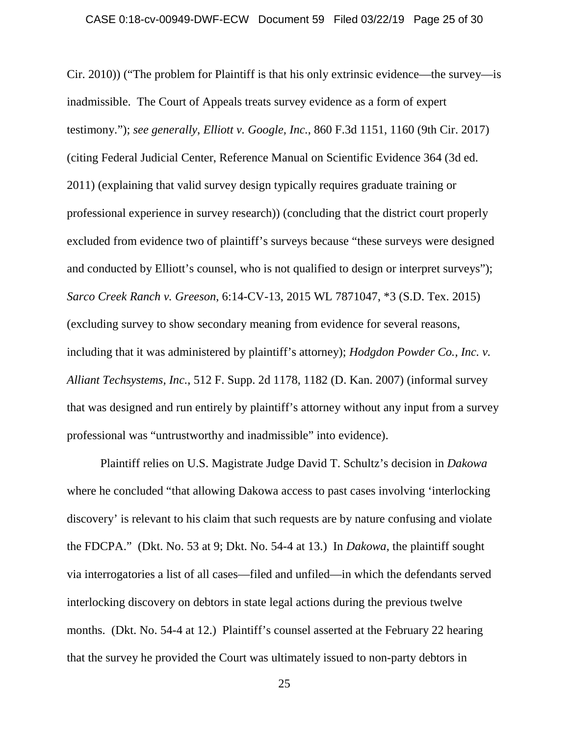Cir. 2010)) ("The problem for Plaintiff is that his only extrinsic evidence—the survey—is inadmissible. The Court of Appeals treats survey evidence as a form of expert testimony."); *see generally*, *Elliott v. Google, Inc.*, 860 F.3d 1151, 1160 (9th Cir. 2017) (citing Federal Judicial Center, Reference Manual on Scientific Evidence 364 (3d ed. 2011) (explaining that valid survey design typically requires graduate training or professional experience in survey research)) (concluding that the district court properly excluded from evidence two of plaintiff's surveys because "these surveys were designed and conducted by Elliott's counsel, who is not qualified to design or interpret surveys"); *Sarco Creek Ranch v. Greeson*, 6:14-CV-13, 2015 WL 7871047, *3 (S.D. Tex. 2015) (excluding survey to show secondary meaning from evidence for several reasons, including that it was administered by plaintiff's attorney); *Hodgdon Powder Co., Inc. v. Alliant Techsystems, Inc.*, 512 F. Supp. 2d 1178, 1182 (D. Kan. 2007) (informal survey that was designed and run entirely by plaintiff's attorney without any input from a survey professional was "untrustworthy and inadmissible" into evidence).

Plaintiff relies on U.S. Magistrate Judge David T. Schultz's decision in *Dakowa* where he concluded "that allowing Dakowa access to past cases involving 'interlocking discovery' is relevant to his claim that such requests are by nature confusing and violate the FDCPA." (Dkt. No. 53 at 9; Dkt. No. 54-4 at 13.) In *Dakowa*, the plaintiff sought via interrogatories a list of all cases—filed and unfiled—in which the defendants served interlocking discovery on debtors in state legal actions during the previous twelve months. (Dkt. No. 54-4 at 12.) Plaintiff's counsel asserted at the February 22 hearing that the survey he provided the Court was ultimately issued to non-party debtors in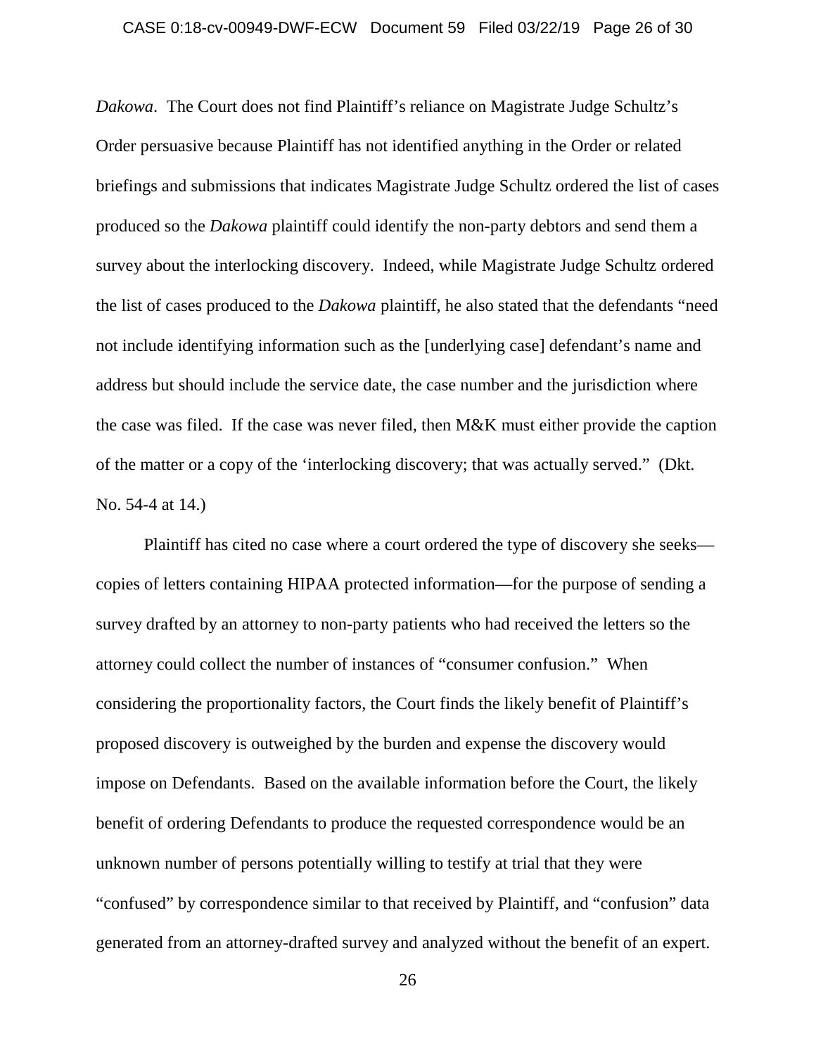*Dakowa*. The Court does not find Plaintiff's reliance on Magistrate Judge Schultz's Order persuasive because Plaintiff has not identified anything in the Order or related briefings and submissions that indicates Magistrate Judge Schultz ordered the list of cases produced so the *Dakowa* plaintiff could identify the non-party debtors and send them a survey about the interlocking discovery. Indeed, while Magistrate Judge Schultz ordered the list of cases produced to the *Dakowa* plaintiff, he also stated that the defendants "need not include identifying information such as the [underlying case] defendant's name and address but should include the service date, the case number and the jurisdiction where the case was filed. If the case was never filed, then M&K must either provide the caption of the matter or a copy of the 'interlocking discovery; that was actually served." (Dkt. No. 54-4 at 14.)

Plaintiff has cited no case where a court ordered the type of discovery she seeks—copies of letters containing HIPAA protected information—for the purpose of sending a survey drafted by an attorney to non-party patients who had received the letters so the attorney could collect the number of instances of "consumer confusion." When considering the proportionality factors, the Court finds the likely benefit of Plaintiff's proposed discovery is outweighed by the burden and expense the discovery would impose on Defendants. Based on the available information before the Court, the likely benefit of ordering Defendants to produce the requested correspondence would be an unknown number of persons potentially willing to testify at trial that they were "confused" by correspondence similar to that received by Plaintiff, and "confusion" data generated from an attorney-drafted survey and analyzed without the benefit of an expert.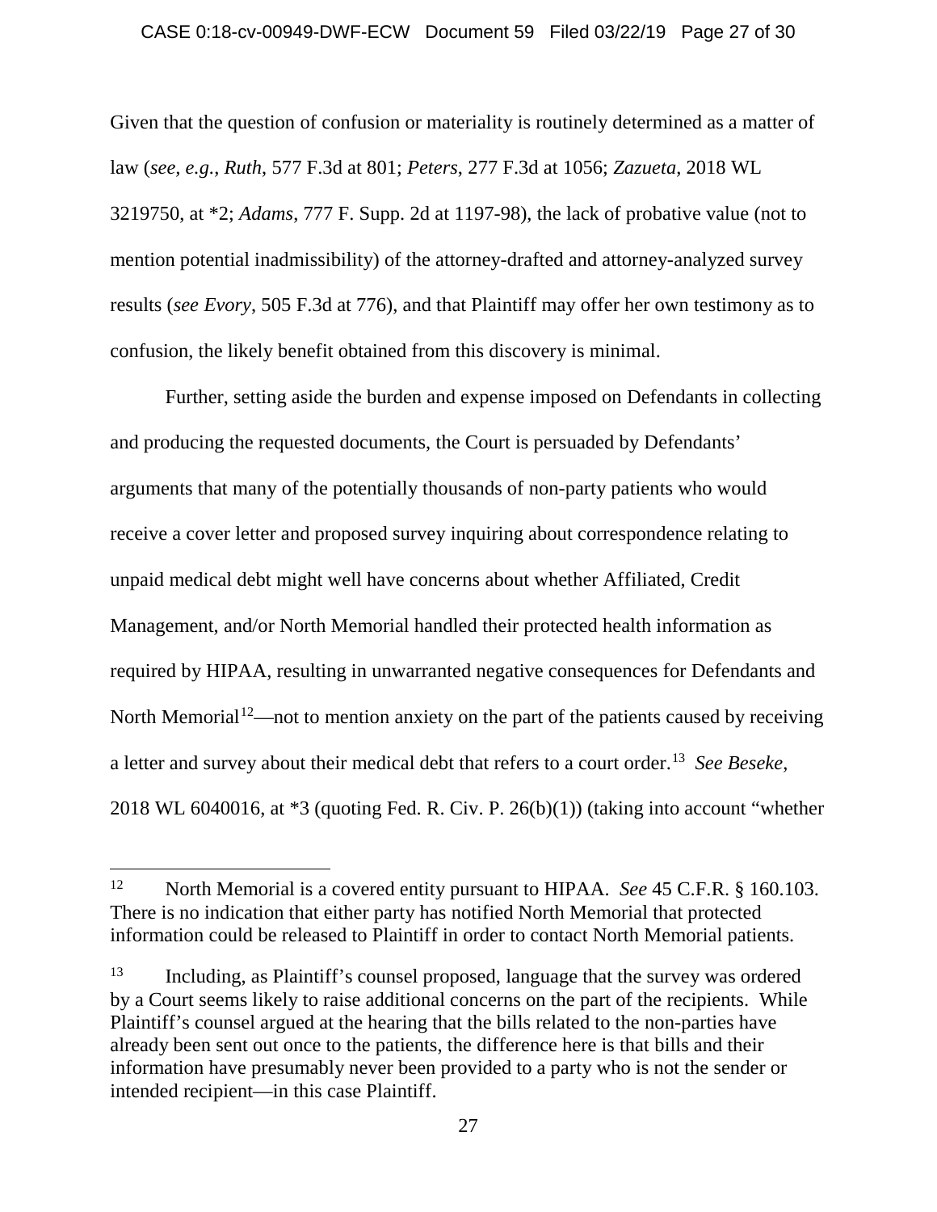Given that the question of confusion or materiality is routinely determined as a matter of law (*see, e.g.*, *Ruth*, 577 F.3d at 801; *Peters*, 277 F.3d at 1056; *Zazueta*, 2018 WL 3219750, at *2; *Adams*, 777 F. Supp. 2d at 1197-98), the lack of probative value (not to mention potential inadmissibility) of the attorney-drafted and attorney-analyzed survey results (*see Evory*, 505 F.3d at 776), and that Plaintiff may offer her own testimony as to confusion, the likely benefit obtained from this discovery is minimal.

Further, setting aside the burden and expense imposed on Defendants in collecting and producing the requested documents, the Court is persuaded by Defendants' arguments that many of the potentially thousands of non-party patients who would receive a cover letter and proposed survey inquiring about correspondence relating to unpaid medical debt might well have concerns about whether Affiliated, Credit Management, and/or North Memorial handled their protected health information as required by HIPAA, resulting in unwarranted negative consequences for Defendants and North Memorial[12]—not to mention anxiety on the part of the patients caused by receiving a letter and survey about their medical debt that refers to a court order.[13] *See Beseke*, 2018 WL 6040016, at *3 (quoting Fed. R. Civ. P. 26(b)(1)) (taking into account "whether

---

[12] North Memorial is a covered entity pursuant to HIPAA. *See* 45 C.F.R. § 160.103. There is no indication that either party has notified North Memorial that protected information could be released to Plaintiff in order to contact North Memorial patients.

[13] Including, as Plaintiff's counsel proposed, language that the survey was ordered by a Court seems likely to raise additional concerns on the part of the recipients. While Plaintiff's counsel argued at the hearing that the bills related to the non-parties have already been sent out once to the patients, the difference here is that bills and their information have presumably never been provided to a party who is not the sender or intended recipient—in this case Plaintiff.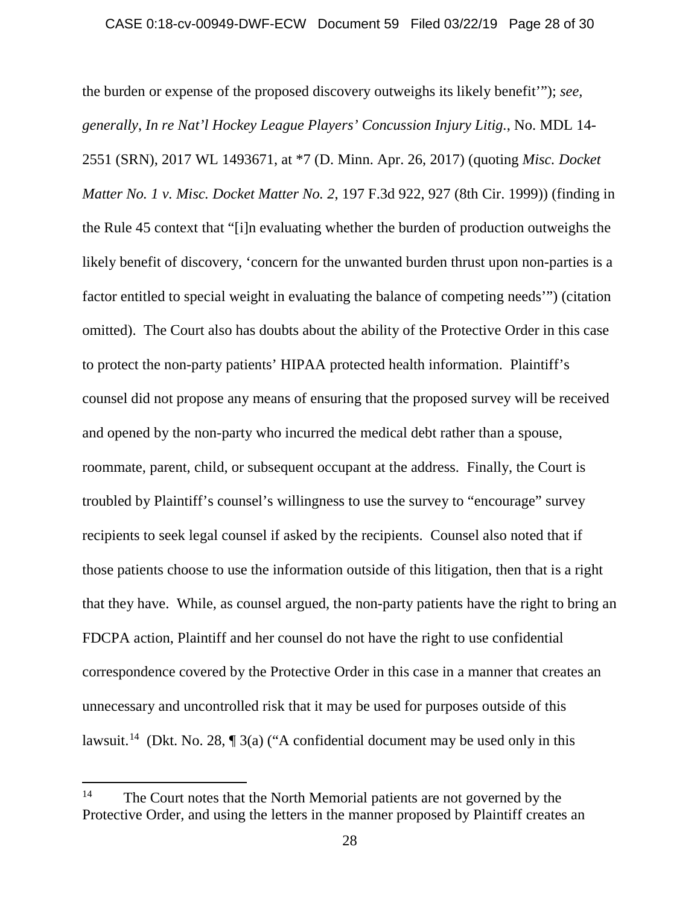the burden or expense of the proposed discovery outweighs its likely benefit'"); *see, generally, In re Nat'l Hockey League Players' Concussion Injury Litig.*, No. MDL 14-2551 (SRN), 2017 WL 1493671, at *7 (D. Minn. Apr. 26, 2017) (quoting *Misc. Docket Matter No. 1 v. Misc. Docket Matter No. 2*, 197 F.3d 922, 927 (8th Cir. 1999)) (finding in the Rule 45 context that "[i]n evaluating whether the burden of production outweighs the likely benefit of discovery, 'concern for the unwanted burden thrust upon non-parties is a factor entitled to special weight in evaluating the balance of competing needs'") (citation omitted). The Court also has doubts about the ability of the Protective Order in this case to protect the non-party patients' HIPAA protected health information. Plaintiff's counsel did not propose any means of ensuring that the proposed survey will be received and opened by the non-party who incurred the medical debt rather than a spouse, roommate, parent, child, or subsequent occupant at the address. Finally, the Court is troubled by Plaintiff's counsel's willingness to use the survey to "encourage" survey recipients to seek legal counsel if asked by the recipients. Counsel also noted that if those patients choose to use the information outside of this litigation, then that is a right that they have. While, as counsel argued, the non-party patients have the right to bring an FDCPA action, Plaintiff and her counsel do not have the right to use confidential correspondence covered by the Protective Order in this case in a manner that creates an unnecessary and uncontrolled risk that it may be used for purposes outside of this lawsuit.[14] (Dkt. No. 28, ¶ 3(a) ("A confidential document may be used only in this

---

[14] The Court notes that the North Memorial patients are not governed by the Protective Order, and using the letters in the manner proposed by Plaintiff creates an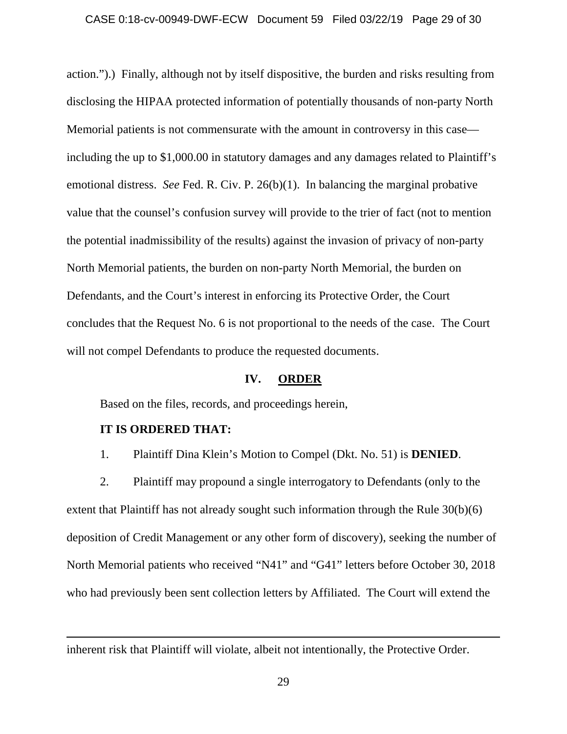action.").) Finally, although not by itself dispositive, the burden and risks resulting from disclosing the HIPAA protected information of potentially thousands of non-party North Memorial patients is not commensurate with the amount in controversy in this case—including the up to $1,000.00 in statutory damages and any damages related to Plaintiff's emotional distress. *See* Fed. R. Civ. P. 26(b)(1). In balancing the marginal probative value that the counsel's confusion survey will provide to the trier of fact (not to mention the potential inadmissibility of the results) against the invasion of privacy of non-party North Memorial patients, the burden on non-party North Memorial, the burden on Defendants, and the Court's interest in enforcing its Protective Order, the Court concludes that the Request No. 6 is not proportional to the needs of the case. The Court will not compel Defendants to produce the requested documents.

## IV. ORDER

Based on the files, records, and proceedings herein,

**IT IS ORDERED THAT:**

1. Plaintiff Dina Klein's Motion to Compel (Dkt. No. 51) is **DENIED**.

2. Plaintiff may propound a single interrogatory to Defendants (only to the extent that Plaintiff has not already sought such information through the Rule 30(b)(6) deposition of Credit Management or any other form of discovery), seeking the number of North Memorial patients who received "N41" and "G41" letters before October 30, 2018 who had previously been sent collection letters by Affiliated. The Court will extend the

---

inherent risk that Plaintiff will violate, albeit not intentionally, the Protective Order.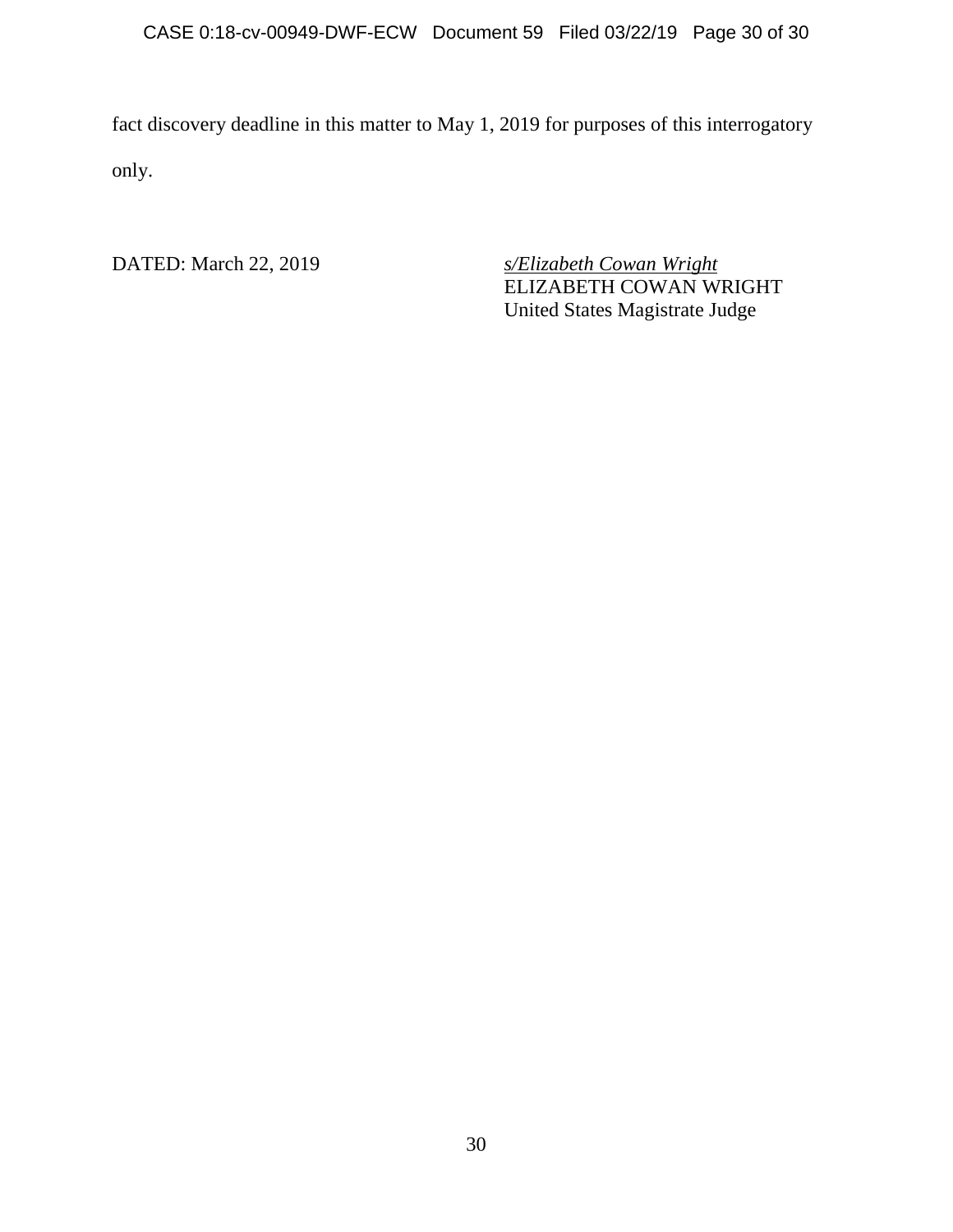fact discovery deadline in this matter to May 1, 2019 for purposes of this interrogatory only.

DATED: March 22, 2019

*s/Elizabeth Cowan Wright*
ELIZABETH COWAN WRIGHT
United States Magistrate Judge